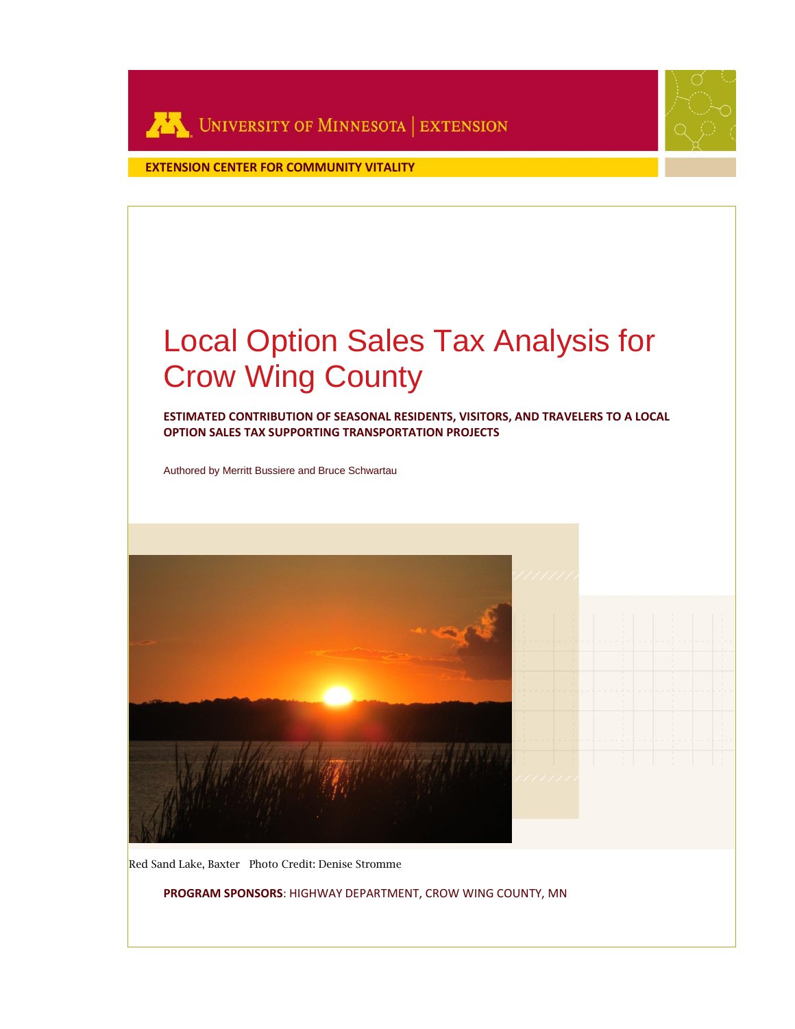UNIVERSITY OF MINNESOTA | EXTENSION

**EXTENSION CENTER FOR COMMUNITY VITALITY**

# Local Option Sales Tax Analysis for Crow Wing County

**ESTIMATED CONTRIBUTION OF SEASONAL RESIDENTS, VISITORS, AND TRAVELERS TO A LOCAL OPTION SALES TAX SUPPORTING TRANSPORTATION PROJECTS**

Authored by Merritt Bussiere and Bruce Schwartau

Red Sand Lake, Baxter Photo Credit: Denise Stromme

**PROGRAM SPONSORS**: HIGHWAY DEPARTMENT, CROW WING COUNTY, MN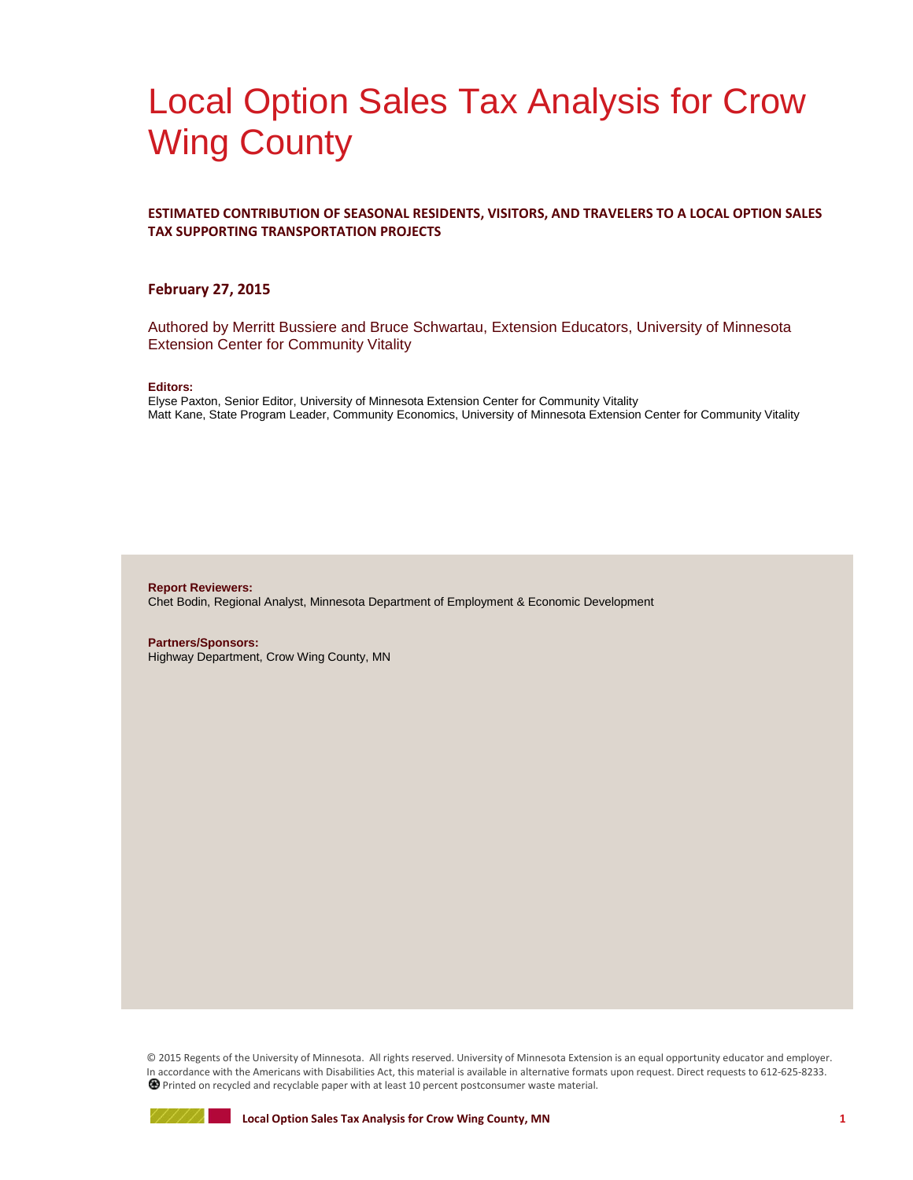# Local Option Sales Tax Analysis for Crow Wing County

**ESTIMATED CONTRIBUTION OF SEASONAL RESIDENTS, VISITORS, AND TRAVELERS TO A LOCAL OPTION SALES TAX SUPPORTING TRANSPORTATION PROJECTS**

**February 27, 2015**

Authored by Merritt Bussiere and Bruce Schwartau, Extension Educators, University of Minnesota Extension Center for Community Vitality

**Editors:**
Elyse Paxton, Senior Editor, University of Minnesota Extension Center for Community Vitality
Matt Kane, State Program Leader, Community Economics, University of Minnesota Extension Center for Community Vitality

**Report Reviewers:**
Chet Bodin, Regional Analyst, Minnesota Department of Employment & Economic Development

**Partners/Sponsors:**
Highway Department, Crow Wing County, MN

© 2015 Regents of the University of Minnesota. All rights reserved. University of Minnesota Extension is an equal opportunity educator and employer. In accordance with the Americans with Disabilities Act, this material is available in alternative formats upon request. Direct requests to 612-625-8233.
Printed on recycled and recyclable paper with at least 10 percent postconsumer waste material.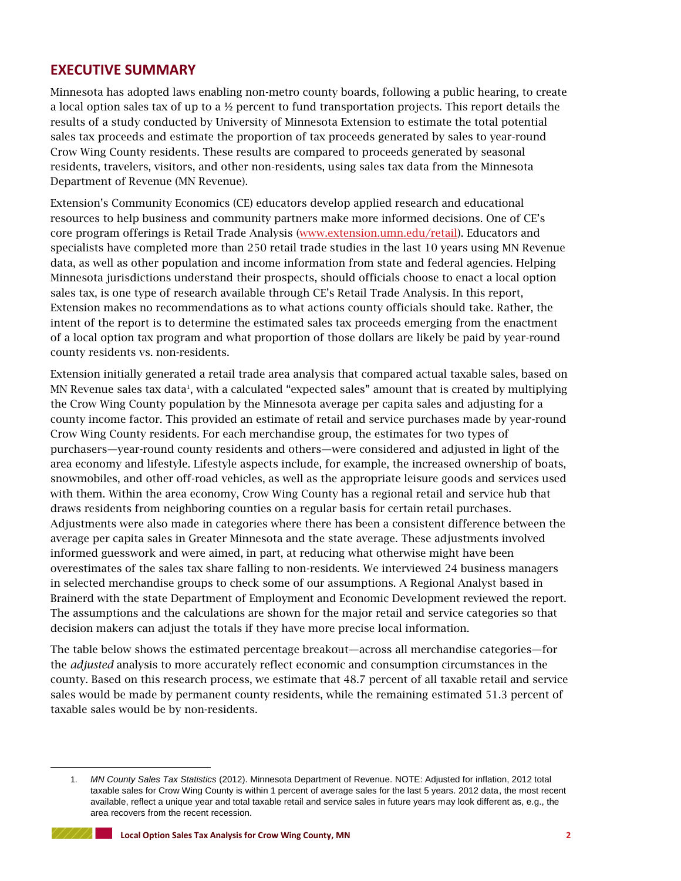## EXECUTIVE SUMMARY

Minnesota has adopted laws enabling non-metro county boards, following a public hearing, to create a local option sales tax of up to a ½ percent to fund transportation projects. This report details the results of a study conducted by University of Minnesota Extension to estimate the total potential sales tax proceeds and estimate the proportion of tax proceeds generated by sales to year-round Crow Wing County residents. These results are compared to proceeds generated by seasonal residents, travelers, visitors, and other non-residents, using sales tax data from the Minnesota Department of Revenue (MN Revenue).

Extension's Community Economics (CE) educators develop applied research and educational resources to help business and community partners make more informed decisions. One of CE's core program offerings is Retail Trade Analysis (www.extension.umn.edu/retail). Educators and specialists have completed more than 250 retail trade studies in the last 10 years using MN Revenue data, as well as other population and income information from state and federal agencies. Helping Minnesota jurisdictions understand their prospects, should officials choose to enact a local option sales tax, is one type of research available through CE's Retail Trade Analysis. In this report, Extension makes no recommendations as to what actions county officials should take. Rather, the intent of the report is to determine the estimated sales tax proceeds emerging from the enactment of a local option tax program and what proportion of those dollars are likely be paid by year-round county residents vs. non-residents.

Extension initially generated a retail trade area analysis that compared actual taxable sales, based on MN Revenue sales tax data[1], with a calculated "expected sales" amount that is created by multiplying the Crow Wing County population by the Minnesota average per capita sales and adjusting for a county income factor. This provided an estimate of retail and service purchases made by year-round Crow Wing County residents. For each merchandise group, the estimates for two types of purchasers—year-round county residents and others—were considered and adjusted in light of the area economy and lifestyle. Lifestyle aspects include, for example, the increased ownership of boats, snowmobiles, and other off-road vehicles, as well as the appropriate leisure goods and services used with them. Within the area economy, Crow Wing County has a regional retail and service hub that draws residents from neighboring counties on a regular basis for certain retail purchases. Adjustments were also made in categories where there has been a consistent difference between the average per capita sales in Greater Minnesota and the state average. These adjustments involved informed guesswork and were aimed, in part, at reducing what otherwise might have been overestimates of the sales tax share falling to non-residents. We interviewed 24 business managers in selected merchandise groups to check some of our assumptions. A Regional Analyst based in Brainerd with the state Department of Employment and Economic Development reviewed the report. The assumptions and the calculations are shown for the major retail and service categories so that decision makers can adjust the totals if they have more precise local information.

The table below shows the estimated percentage breakout—across all merchandise categories—for the *adjusted* analysis to more accurately reflect economic and consumption circumstances in the county. Based on this research process, we estimate that 48.7 percent of all taxable retail and service sales would be made by permanent county residents, while the remaining estimated 51.3 percent of taxable sales would be by non-residents.

---

1. *MN County Sales Tax Statistics* (2012). Minnesota Department of Revenue. NOTE: Adjusted for inflation, 2012 total taxable sales for Crow Wing County is within 1 percent of average sales for the last 5 years. 2012 data, the most recent available, reflect a unique year and total taxable retail and service sales in future years may look different as, e.g., the area recovers from the recent recession.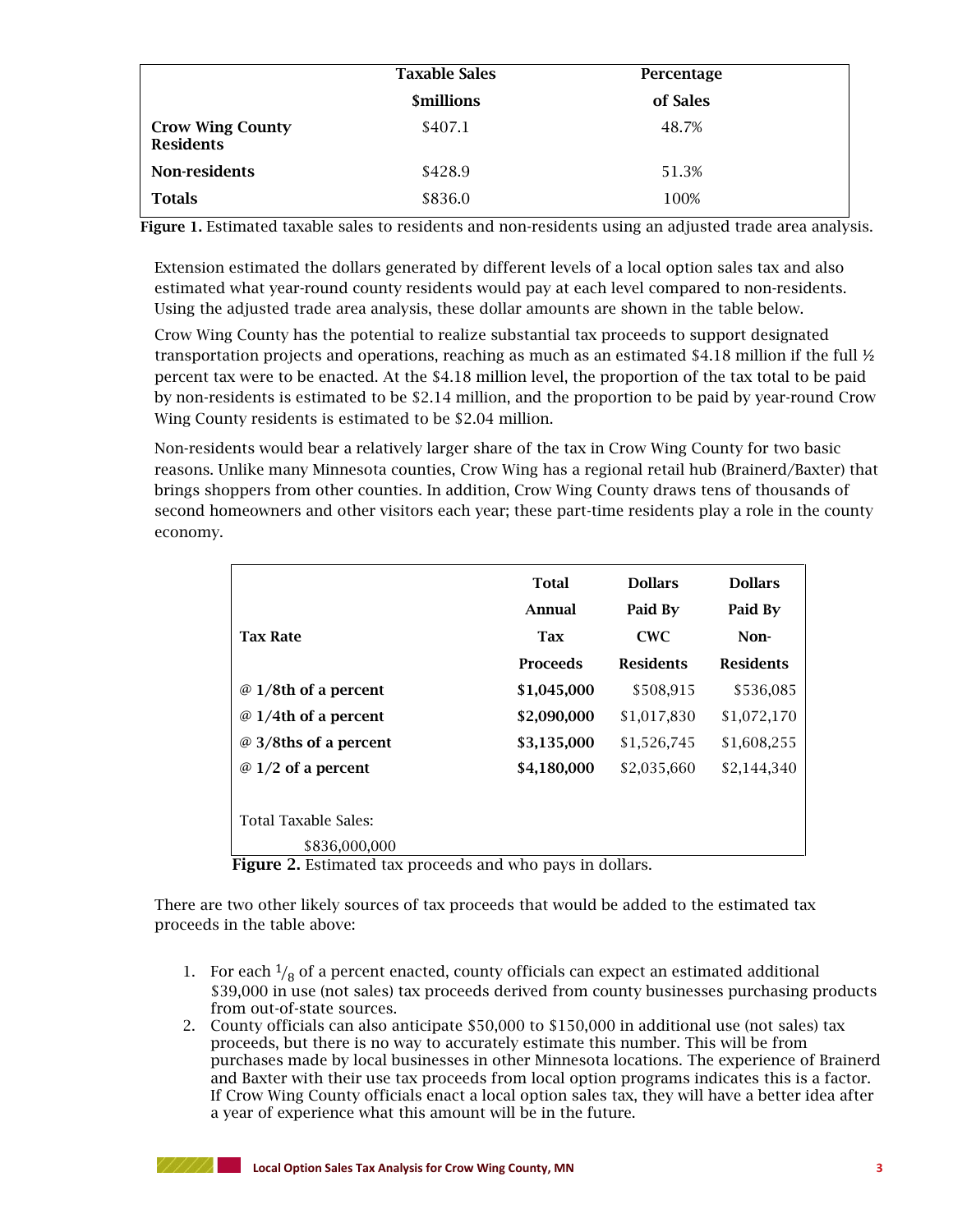| | Taxable Sales $millions | Percentage of Sales |
|---|---|---|
| **Crow Wing County Residents** | $407.1 | 48.7% |
| **Non-residents** | $428.9 | 51.3% |
| **Totals** | $836.0 | 100% |

**Figure 1.** Estimated taxable sales to residents and non-residents using an adjusted trade area analysis.

Extension estimated the dollars generated by different levels of a local option sales tax and also estimated what year-round county residents would pay at each level compared to non-residents. Using the adjusted trade area analysis, these dollar amounts are shown in the table below.

Crow Wing County has the potential to realize substantial tax proceeds to support designated transportation projects and operations, reaching as much as an estimated $4.18 million if the full ½ percent tax were to be enacted. At the $4.18 million level, the proportion of the tax total to be paid by non-residents is estimated to be $2.14 million, and the proportion to be paid by year-round Crow Wing County residents is estimated to be $2.04 million.

Non-residents would bear a relatively larger share of the tax in Crow Wing County for two basic reasons. Unlike many Minnesota counties, Crow Wing has a regional retail hub (Brainerd/Baxter) that brings shoppers from other counties. In addition, Crow Wing County draws tens of thousands of second homeowners and other visitors each year; these part-time residents play a role in the county economy.

| Tax Rate | Total Annual Tax Proceeds | Dollars Paid By CWC Residents | Dollars Paid By Non-Residents |
|---|---|---|---|
| **@ 1/8th of a percent** | **$1,045,000** | $508,915 | $536,085 |
| **@ 1/4th of a percent** | **$2,090,000** | $1,017,830 | $1,072,170 |
| **@ 3/8ths of a percent** | **$3,135,000** | $1,526,745 | $1,608,255 |
| **@ 1/2 of a percent** | **$4,180,000** | $2,035,660 | $2,144,340 |
| Total Taxable Sales: $836,000,000 | | | |

**Figure 2.** Estimated tax proceeds and who pays in dollars.

There are two other likely sources of tax proceeds that would be added to the estimated tax proceeds in the table above:

1. For each $^{1}/_{8}$ of a percent enacted, county officials can expect an estimated additional $39,000 in use (not sales) tax proceeds derived from county businesses purchasing products from out-of-state sources.
2. County officials can also anticipate $50,000 to $150,000 in additional use (not sales) tax proceeds, but there is no way to accurately estimate this number. This will be from purchases made by local businesses in other Minnesota locations. The experience of Brainerd and Baxter with their use tax proceeds from local option programs indicates this is a factor. If Crow Wing County officials enact a local option sales tax, they will have a better idea after a year of experience what this amount will be in the future.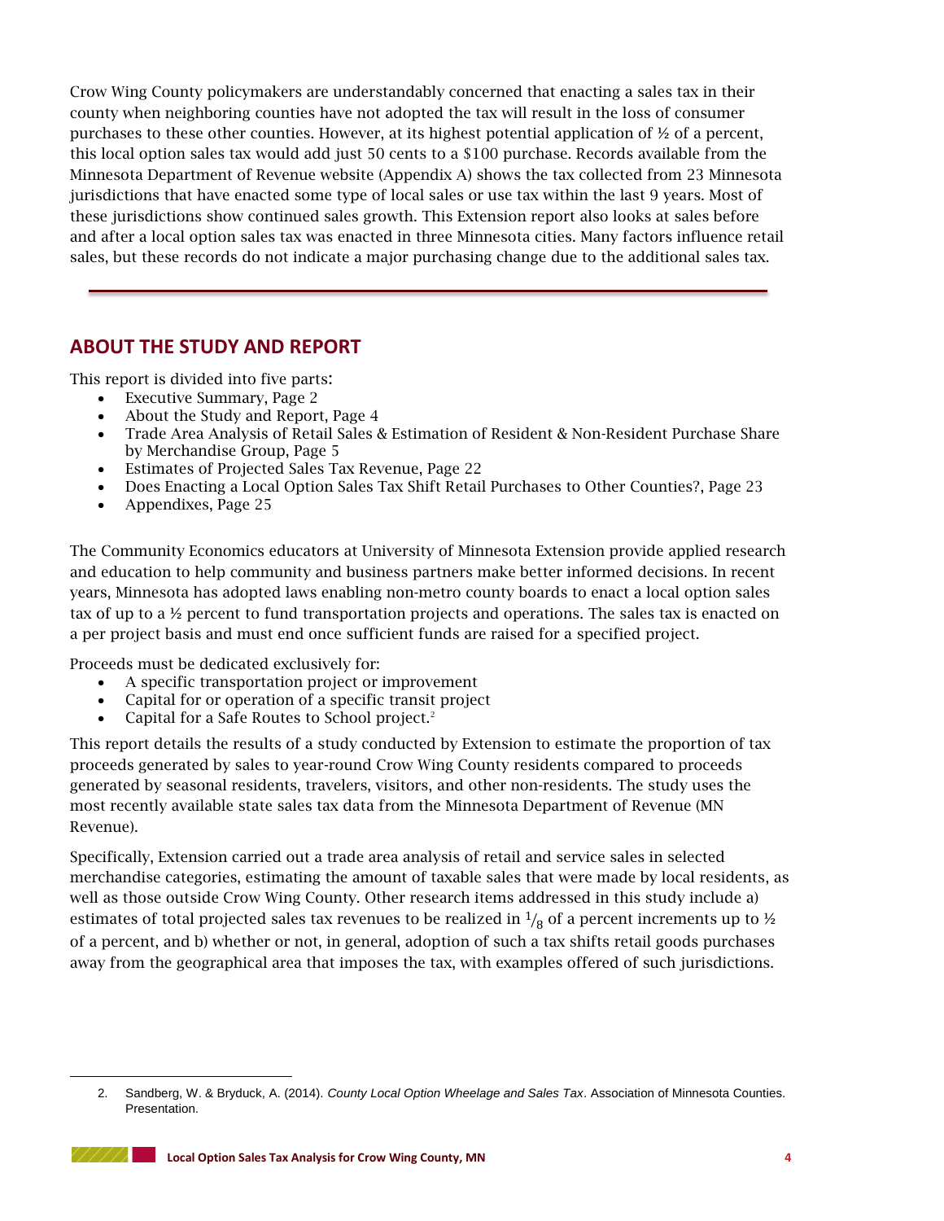Crow Wing County policymakers are understandably concerned that enacting a sales tax in their county when neighboring counties have not adopted the tax will result in the loss of consumer purchases to these other counties. However, at its highest potential application of ½ of a percent, this local option sales tax would add just 50 cents to a $100 purchase. Records available from the Minnesota Department of Revenue website (Appendix A) shows the tax collected from 23 Minnesota jurisdictions that have enacted some type of local sales or use tax within the last 9 years. Most of these jurisdictions show continued sales growth. This Extension report also looks at sales before and after a local option sales tax was enacted in three Minnesota cities. Many factors influence retail sales, but these records do not indicate a major purchasing change due to the additional sales tax.

---

## ABOUT THE STUDY AND REPORT

This report is divided into five parts:

- Executive Summary, Page 2
- About the Study and Report, Page 4
- Trade Area Analysis of Retail Sales & Estimation of Resident & Non-Resident Purchase Share by Merchandise Group, Page 5
- Estimates of Projected Sales Tax Revenue, Page 22
- Does Enacting a Local Option Sales Tax Shift Retail Purchases to Other Counties?, Page 23
- Appendixes, Page 25

The Community Economics educators at University of Minnesota Extension provide applied research and education to help community and business partners make better informed decisions. In recent years, Minnesota has adopted laws enabling non-metro county boards to enact a local option sales tax of up to a ½ percent to fund transportation projects and operations. The sales tax is enacted on a per project basis and must end once sufficient funds are raised for a specified project.

Proceeds must be dedicated exclusively for:

- A specific transportation project or improvement
- Capital for or operation of a specific transit project
- Capital for a Safe Routes to School project.[2]

This report details the results of a study conducted by Extension to estimate the proportion of tax proceeds generated by sales to year-round Crow Wing County residents compared to proceeds generated by seasonal residents, travelers, visitors, and other non-residents. The study uses the most recently available state sales tax data from the Minnesota Department of Revenue (MN Revenue).

Specifically, Extension carried out a trade area analysis of retail and service sales in selected merchandise categories, estimating the amount of taxable sales that were made by local residents, as well as those outside Crow Wing County. Other research items addressed in this study include a) estimates of total projected sales tax revenues to be realized in $^1/_8$ of a percent increments up to ½ of a percent, and b) whether or not, in general, adoption of such a tax shifts retail goods purchases away from the geographical area that imposes the tax, with examples offered of such jurisdictions.

---

2. Sandberg, W. & Bryduck, A. (2014). *County Local Option Wheelage and Sales Tax*. Association of Minnesota Counties. Presentation.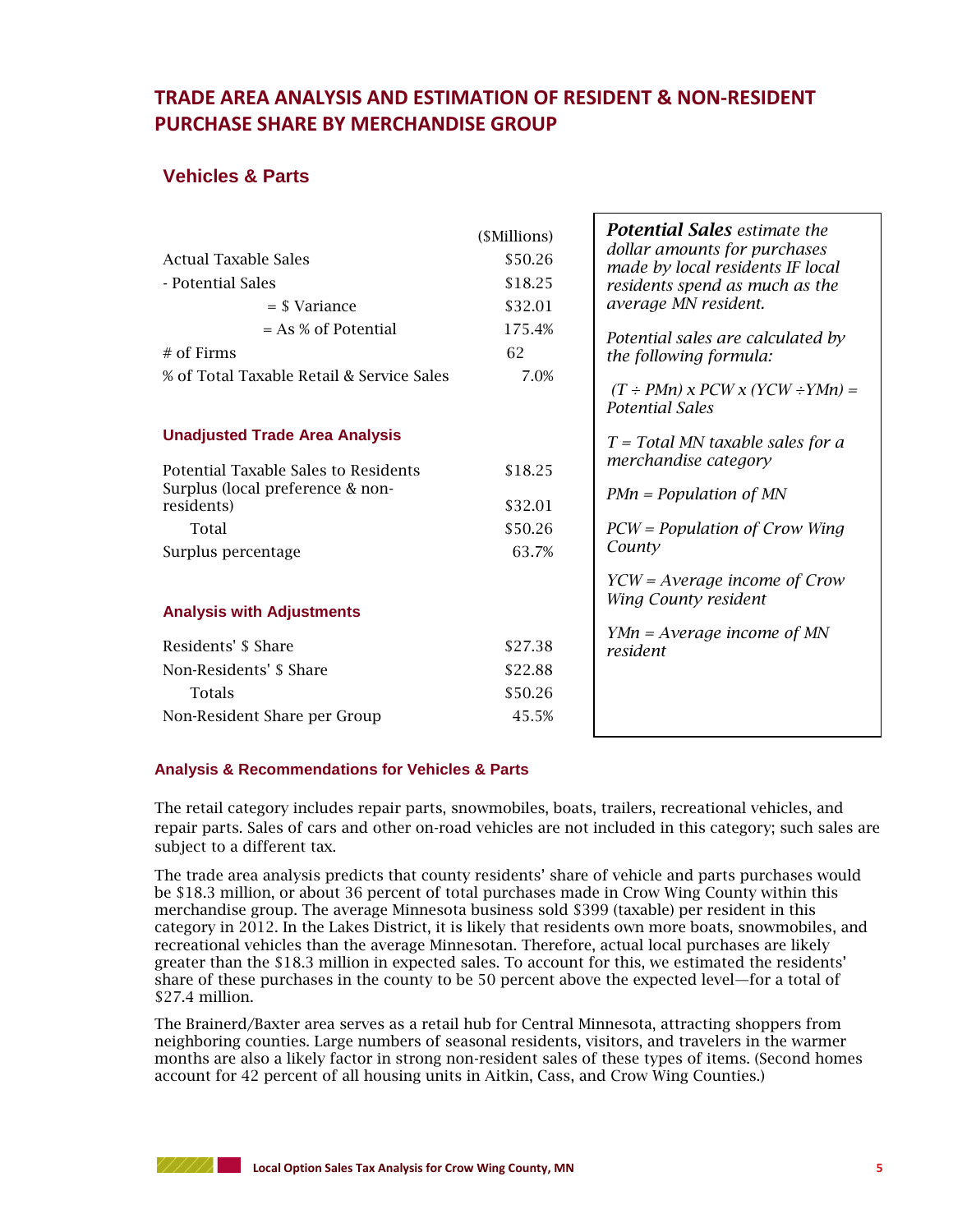## TRADE AREA ANALYSIS AND ESTIMATION OF RESIDENT & NON-RESIDENT PURCHASE SHARE BY MERCHANDISE GROUP

### Vehicles & Parts

| | ($Millions) |
|---|---|
| Actual Taxable Sales | $50.26 |
| - Potential Sales | $18.25 |
| = $ Variance | $32.01 |
| = As % of Potential | 175.4% |
| # of Firms | 62 |
| % of Total Taxable Retail & Service Sales | 7.0% |

#### Unadjusted Trade Area Analysis

| | |
|---|---|
| Potential Taxable Sales to Residents | $18.25 |
| Surplus (local preference & non-residents) | $32.01 |
| Total | $50.26 |
| Surplus percentage | 63.7% |

#### Analysis with Adjustments

| | |
|---|---|
| Residents' $ Share | $27.38 |
| Non-Residents' $ Share | $22.88 |
| Totals | $50.26 |
| Non-Resident Share per Group | 45.5% |

> ***Potential Sales*** *estimate the dollar amounts for purchases made by local residents IF local residents spend as much as the average MN resident.*
>
> *Potential sales are calculated by the following formula:*
>
> *(T ÷ PMn) x PCW x (YCW ÷YMn) = Potential Sales*
>
> *T = Total MN taxable sales for a merchandise category*
>
> *PMn = Population of MN*
>
> *PCW = Population of Crow Wing County*
>
> *YCW = Average income of Crow Wing County resident*
>
> *YMn = Average income of MN resident*

#### Analysis & Recommendations for Vehicles & Parts

The retail category includes repair parts, snowmobiles, boats, trailers, recreational vehicles, and repair parts. Sales of cars and other on-road vehicles are not included in this category; such sales are subject to a different tax.

The trade area analysis predicts that county residents' share of vehicle and parts purchases would be $18.3 million, or about 36 percent of total purchases made in Crow Wing County within this merchandise group. The average Minnesota business sold $399 (taxable) per resident in this category in 2012. In the Lakes District, it is likely that residents own more boats, snowmobiles, and recreational vehicles than the average Minnesotan. Therefore, actual local purchases are likely greater than the $18.3 million in expected sales. To account for this, we estimated the residents' share of these purchases in the county to be 50 percent above the expected level—for a total of $27.4 million.

The Brainerd/Baxter area serves as a retail hub for Central Minnesota, attracting shoppers from neighboring counties. Large numbers of seasonal residents, visitors, and travelers in the warmer months are also a likely factor in strong non-resident sales of these types of items. (Second homes account for 42 percent of all housing units in Aitkin, Cass, and Crow Wing Counties.)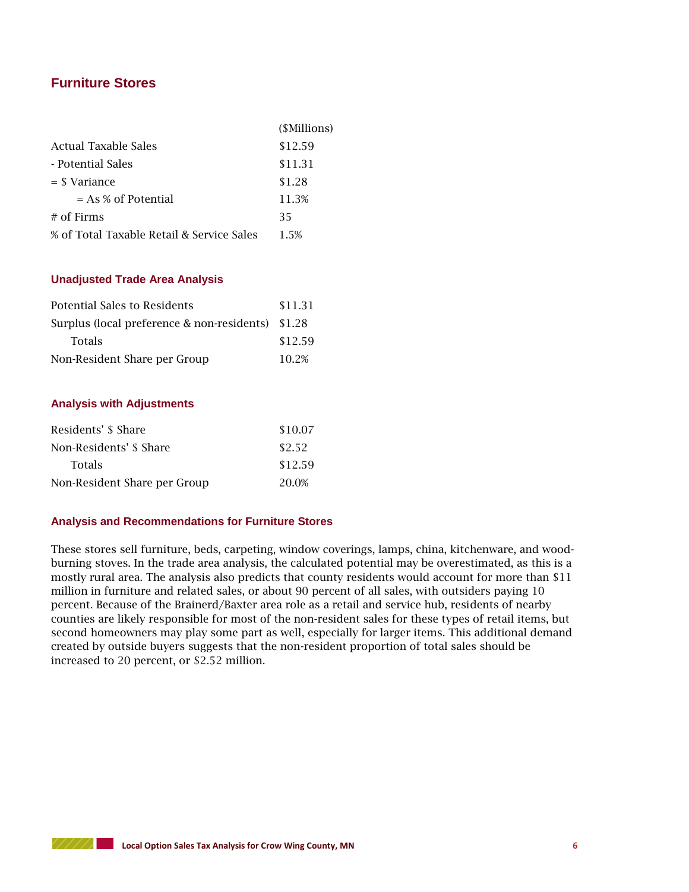## Furniture Stores

| | ($Millions) |
|---|---|
| Actual Taxable Sales | $12.59 |
| - Potential Sales | $11.31 |
| = $ Variance | $1.28 |
| = As % of Potential | 11.3% |
| # of Firms | 35 |
| % of Total Taxable Retail & Service Sales | 1.5% |

### Unadjusted Trade Area Analysis

| | |
|---|---|
| Potential Sales to Residents | $11.31 |
| Surplus (local preference & non-residents) | $1.28 |
| Totals | $12.59 |
| Non-Resident Share per Group | 10.2% |

### Analysis with Adjustments

| | |
|---|---|
| Residents' $ Share | $10.07 |
| Non-Residents' $ Share | $2.52 |
| Totals | $12.59 |
| Non-Resident Share per Group | 20.0% |

### Analysis and Recommendations for Furniture Stores

These stores sell furniture, beds, carpeting, window coverings, lamps, china, kitchenware, and wood-burning stoves. In the trade area analysis, the calculated potential may be overestimated, as this is a mostly rural area. The analysis also predicts that county residents would account for more than $11 million in furniture and related sales, or about 90 percent of all sales, with outsiders paying 10 percent. Because of the Brainerd/Baxter area role as a retail and service hub, residents of nearby counties are likely responsible for most of the non-resident sales for these types of retail items, but second homeowners may play some part as well, especially for larger items. This additional demand created by outside buyers suggests that the non-resident proportion of total sales should be increased to 20 percent, or $2.52 million.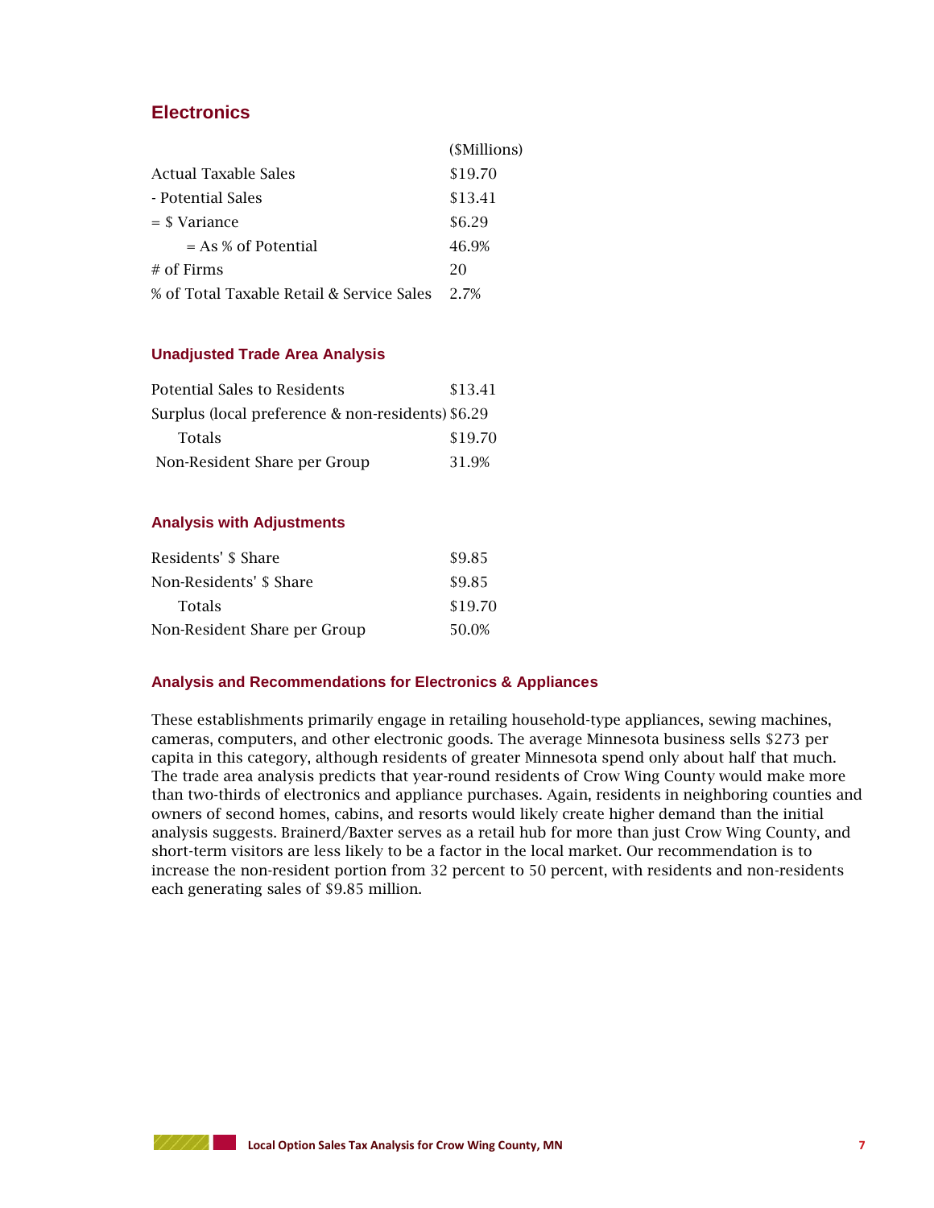## Electronics

| | ($Millions) |
|---|---|
| Actual Taxable Sales | $19.70 |
| - Potential Sales | $13.41 |
| = $ Variance | $6.29 |
| = As % of Potential | 46.9% |
| # of Firms | 20 |
| % of Total Taxable Retail & Service Sales | 2.7% |

### Unadjusted Trade Area Analysis

| | |
|---|---|
| Potential Sales to Residents | $13.41 |
| Surplus (local preference & non-residents) | $6.29 |
| Totals | $19.70 |
| Non-Resident Share per Group | 31.9% |

### Analysis with Adjustments

| | |
|---|---|
| Residents' $ Share | $9.85 |
| Non-Residents' $ Share | $9.85 |
| Totals | $19.70 |
| Non-Resident Share per Group | 50.0% |

### Analysis and Recommendations for Electronics & Appliances

These establishments primarily engage in retailing household-type appliances, sewing machines, cameras, computers, and other electronic goods. The average Minnesota business sells $273 per capita in this category, although residents of greater Minnesota spend only about half that much. The trade area analysis predicts that year-round residents of Crow Wing County would make more than two-thirds of electronics and appliance purchases. Again, residents in neighboring counties and owners of second homes, cabins, and resorts would likely create higher demand than the initial analysis suggests. Brainerd/Baxter serves as a retail hub for more than just Crow Wing County, and short-term visitors are less likely to be a factor in the local market. Our recommendation is to increase the non-resident portion from 32 percent to 50 percent, with residents and non-residents each generating sales of $9.85 million.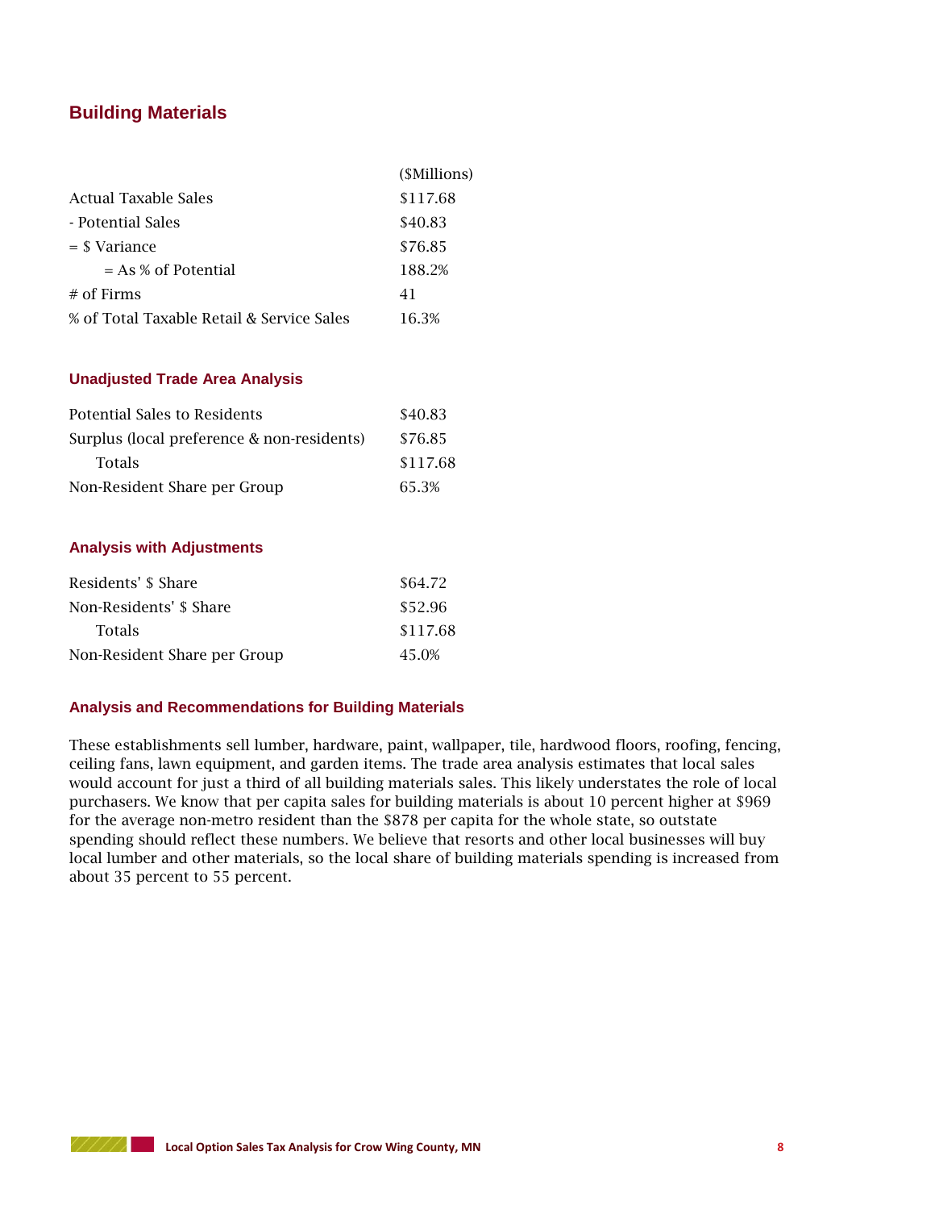## Building Materials

| | ($Millions) |
|---|---|
| Actual Taxable Sales | $117.68 |
| - Potential Sales | $40.83 |
| = $ Variance | $76.85 |
| = As % of Potential | 188.2% |
| # of Firms | 41 |
| % of Total Taxable Retail & Service Sales | 16.3% |

### Unadjusted Trade Area Analysis

| | |
|---|---|
| Potential Sales to Residents | $40.83 |
| Surplus (local preference & non-residents) | $76.85 |
| Totals | $117.68 |
| Non-Resident Share per Group | 65.3% |

### Analysis with Adjustments

| | |
|---|---|
| Residents' $ Share | $64.72 |
| Non-Residents' $ Share | $52.96 |
| Totals | $117.68 |
| Non-Resident Share per Group | 45.0% |

### Analysis and Recommendations for Building Materials

These establishments sell lumber, hardware, paint, wallpaper, tile, hardwood floors, roofing, fencing, ceiling fans, lawn equipment, and garden items. The trade area analysis estimates that local sales would account for just a third of all building materials sales. This likely understates the role of local purchasers. We know that per capita sales for building materials is about 10 percent higher at $969 for the average non-metro resident than the $878 per capita for the whole state, so outstate spending should reflect these numbers. We believe that resorts and other local businesses will buy local lumber and other materials, so the local share of building materials spending is increased from about 35 percent to 55 percent.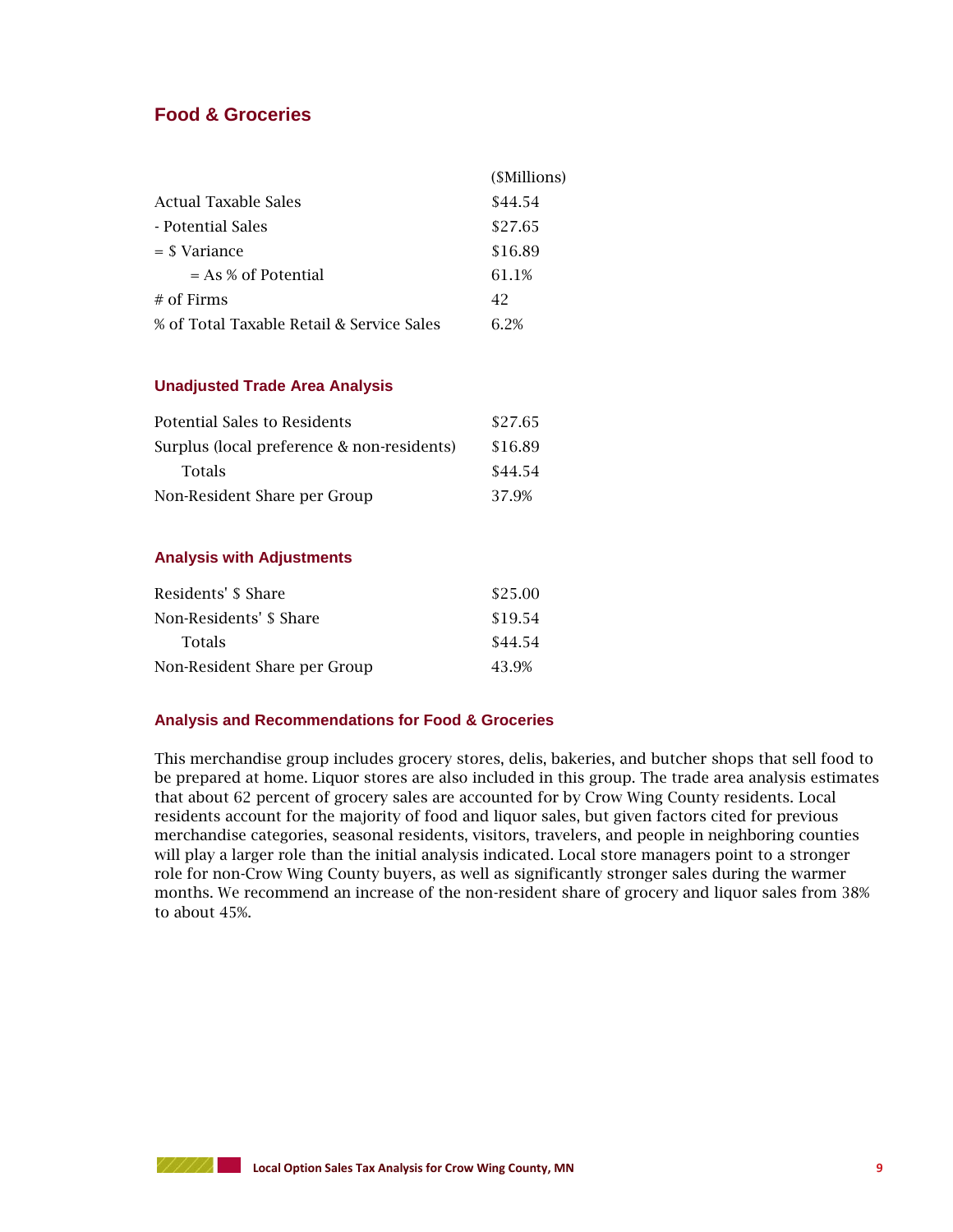## Food & Groceries

| | ($Millions) |
|---|---|
| Actual Taxable Sales | $44.54 |
| - Potential Sales | $27.65 |
| = $ Variance | $16.89 |
| = As % of Potential | 61.1% |
| # of Firms | 42 |
| % of Total Taxable Retail & Service Sales | 6.2% |

### Unadjusted Trade Area Analysis

| | |
|---|---|
| Potential Sales to Residents | $27.65 |
| Surplus (local preference & non-residents) | $16.89 |
| Totals | $44.54 |
| Non-Resident Share per Group | 37.9% |

### Analysis with Adjustments

| | |
|---|---|
| Residents' $ Share | $25.00 |
| Non-Residents' $ Share | $19.54 |
| Totals | $44.54 |
| Non-Resident Share per Group | 43.9% |

### Analysis and Recommendations for Food & Groceries

This merchandise group includes grocery stores, delis, bakeries, and butcher shops that sell food to be prepared at home. Liquor stores are also included in this group. The trade area analysis estimates that about 62 percent of grocery sales are accounted for by Crow Wing County residents. Local residents account for the majority of food and liquor sales, but given factors cited for previous merchandise categories, seasonal residents, visitors, travelers, and people in neighboring counties will play a larger role than the initial analysis indicated. Local store managers point to a stronger role for non-Crow Wing County buyers, as well as significantly stronger sales during the warmer months. We recommend an increase of the non-resident share of grocery and liquor sales from 38% to about 45%.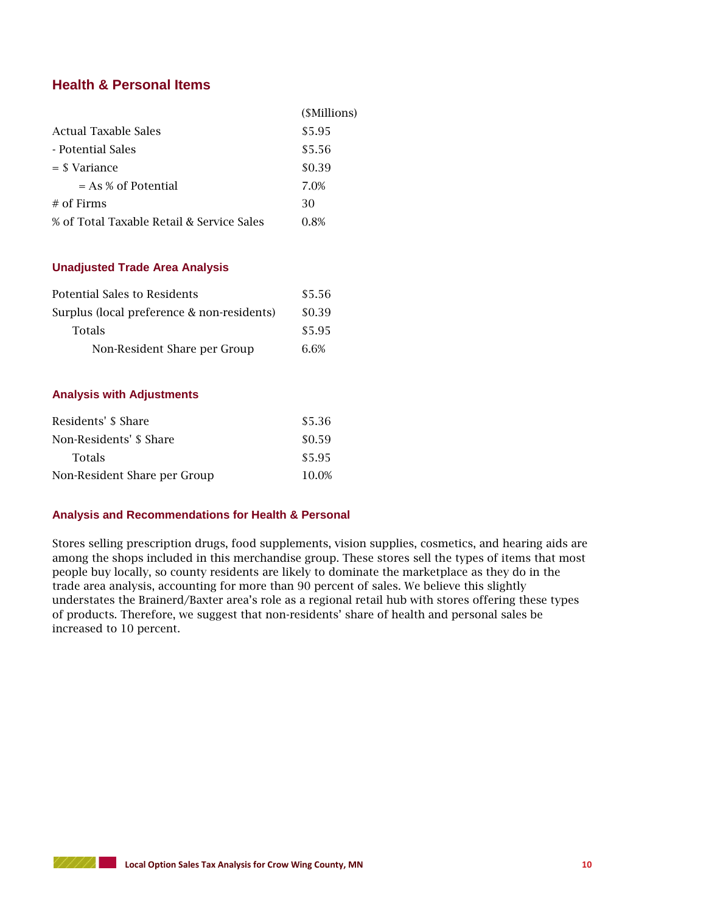## Health & Personal Items

| | ($Millions) |
|---|---|
| Actual Taxable Sales | $5.95 |
| - Potential Sales | $5.56 |
| = $ Variance | $0.39 |
| = As % of Potential | 7.0% |
| # of Firms | 30 |
| % of Total Taxable Retail & Service Sales | 0.8% |

### Unadjusted Trade Area Analysis

| | |
|---|---|
| Potential Sales to Residents | $5.56 |
| Surplus (local preference & non-residents) | $0.39 |
| Totals | $5.95 |
| Non-Resident Share per Group | 6.6% |

### Analysis with Adjustments

| | |
|---|---|
| Residents' $ Share | $5.36 |
| Non-Residents' $ Share | $0.59 |
| Totals | $5.95 |
| Non-Resident Share per Group | 10.0% |

### Analysis and Recommendations for Health & Personal

Stores selling prescription drugs, food supplements, vision supplies, cosmetics, and hearing aids are among the shops included in this merchandise group. These stores sell the types of items that most people buy locally, so county residents are likely to dominate the marketplace as they do in the trade area analysis, accounting for more than 90 percent of sales. We believe this slightly understates the Brainerd/Baxter area's role as a regional retail hub with stores offering these types of products. Therefore, we suggest that non-residents' share of health and personal sales be increased to 10 percent.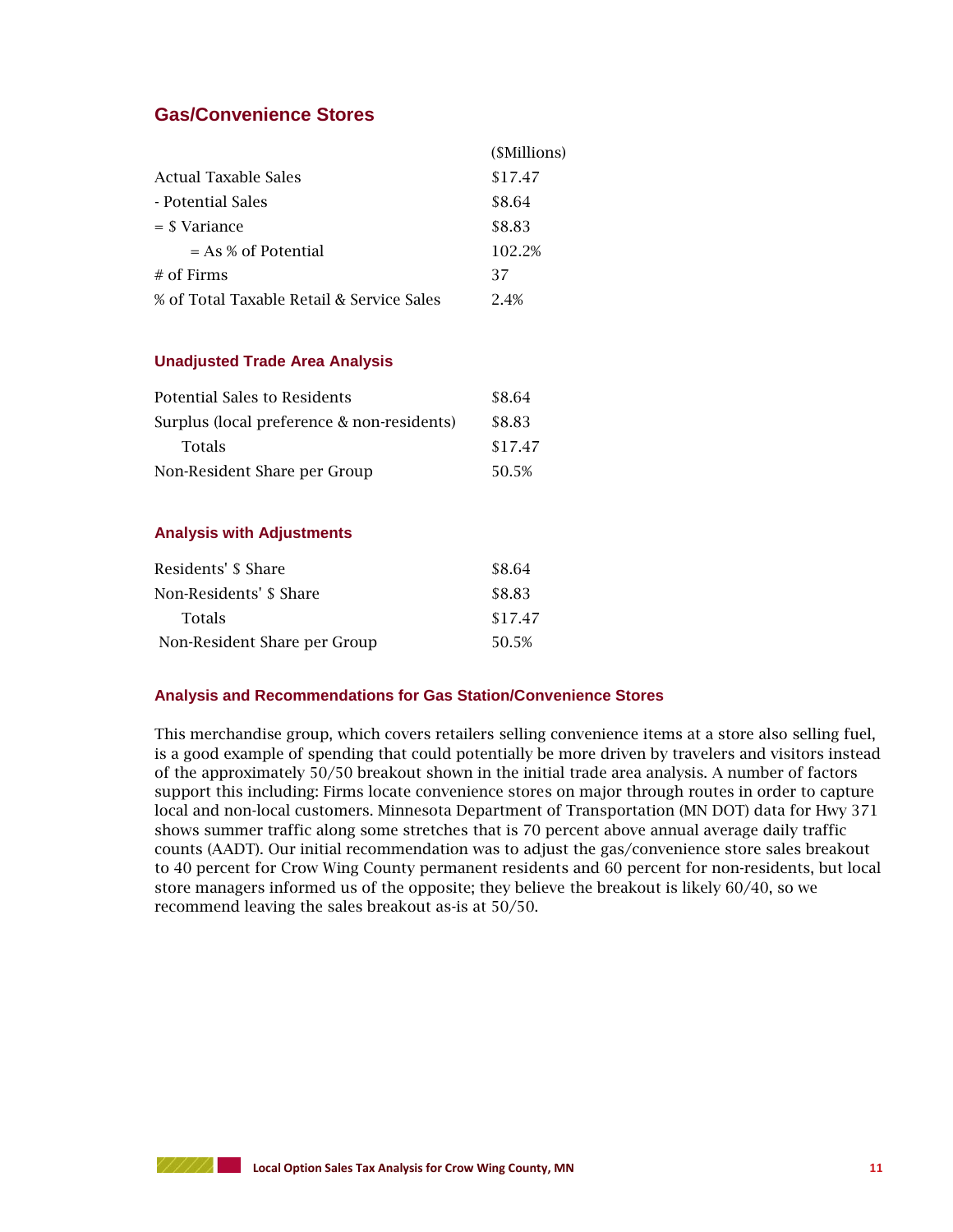## Gas/Convenience Stores

| | ($Millions) |
|---|---|
| Actual Taxable Sales | $17.47 |
| - Potential Sales | $8.64 |
| = $ Variance | $8.83 |
| = As % of Potential | 102.2% |
| # of Firms | 37 |
| % of Total Taxable Retail & Service Sales | 2.4% |

### Unadjusted Trade Area Analysis

| | |
|---|---|
| Potential Sales to Residents | $8.64 |
| Surplus (local preference & non-residents) | $8.83 |
| Totals | $17.47 |
| Non-Resident Share per Group | 50.5% |

### Analysis with Adjustments

| | |
|---|---|
| Residents' $ Share | $8.64 |
| Non-Residents' $ Share | $8.83 |
| Totals | $17.47 |
| Non-Resident Share per Group | 50.5% |

### Analysis and Recommendations for Gas Station/Convenience Stores

This merchandise group, which covers retailers selling convenience items at a store also selling fuel, is a good example of spending that could potentially be more driven by travelers and visitors instead of the approximately 50/50 breakout shown in the initial trade area analysis. A number of factors support this including: Firms locate convenience stores on major through routes in order to capture local and non-local customers. Minnesota Department of Transportation (MN DOT) data for Hwy 371 shows summer traffic along some stretches that is 70 percent above annual average daily traffic counts (AADT). Our initial recommendation was to adjust the gas/convenience store sales breakout to 40 percent for Crow Wing County permanent residents and 60 percent for non-residents, but local store managers informed us of the opposite; they believe the breakout is likely 60/40, so we recommend leaving the sales breakout as-is at 50/50.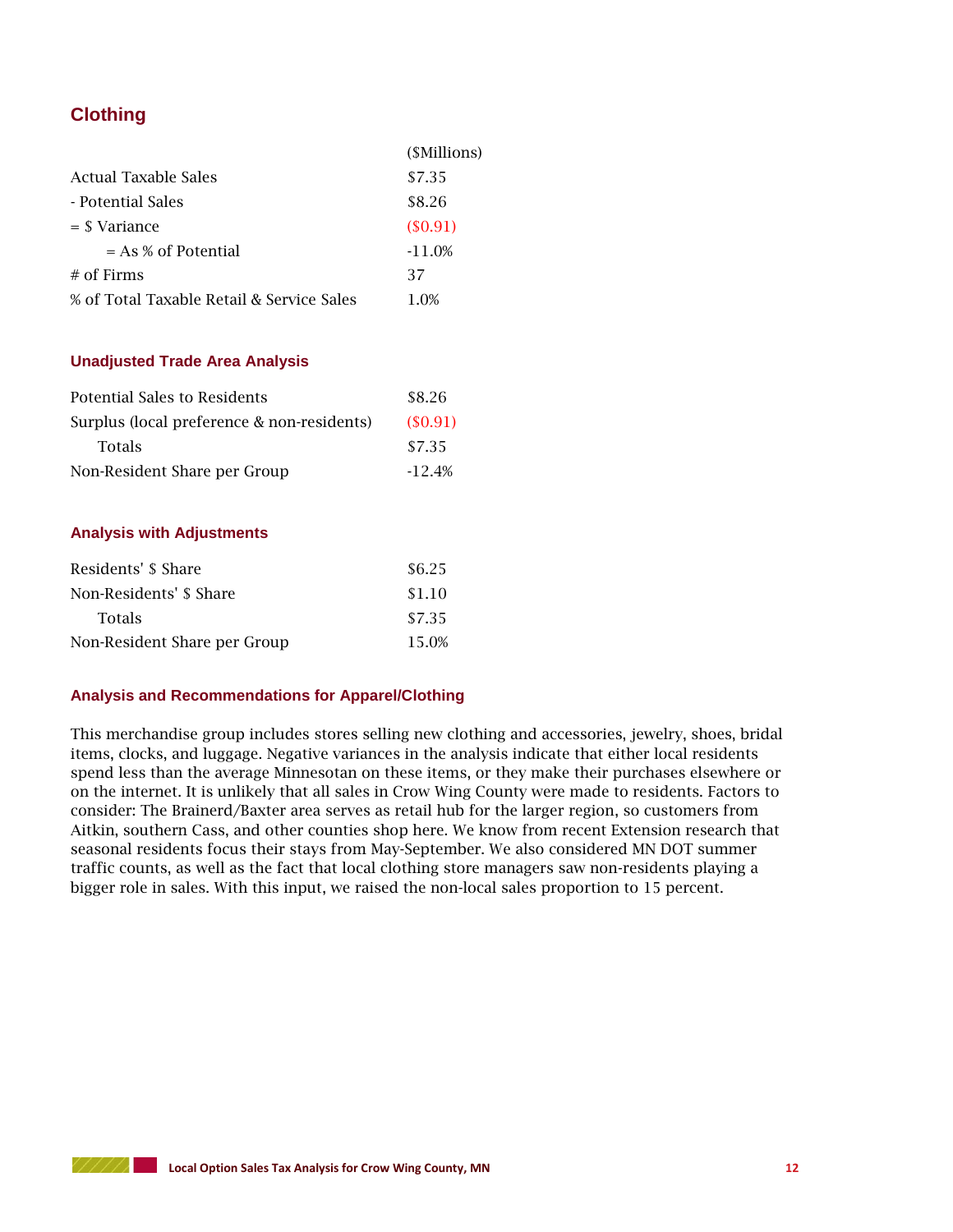## Clothing

| | ($Millions) |
|---|---|
| Actual Taxable Sales | $7.35 |
| - Potential Sales | $8.26 |
| = $ Variance | ($0.91) |
| = As % of Potential | -11.0% |
| # of Firms | 37 |
| % of Total Taxable Retail & Service Sales | 1.0% |

### Unadjusted Trade Area Analysis

| | |
|---|---|
| Potential Sales to Residents | $8.26 |
| Surplus (local preference & non-residents) | ($0.91) |
| Totals | $7.35 |
| Non-Resident Share per Group | -12.4% |

### Analysis with Adjustments

| | |
|---|---|
| Residents' $ Share | $6.25 |
| Non-Residents' $ Share | $1.10 |
| Totals | $7.35 |
| Non-Resident Share per Group | 15.0% |

### Analysis and Recommendations for Apparel/Clothing

This merchandise group includes stores selling new clothing and accessories, jewelry, shoes, bridal items, clocks, and luggage. Negative variances in the analysis indicate that either local residents spend less than the average Minnesotan on these items, or they make their purchases elsewhere or on the internet. It is unlikely that all sales in Crow Wing County were made to residents. Factors to consider: The Brainerd/Baxter area serves as retail hub for the larger region, so customers from Aitkin, southern Cass, and other counties shop here. We know from recent Extension research that seasonal residents focus their stays from May-September. We also considered MN DOT summer traffic counts, as well as the fact that local clothing store managers saw non-residents playing a bigger role in sales. With this input, we raised the non-local sales proportion to 15 percent.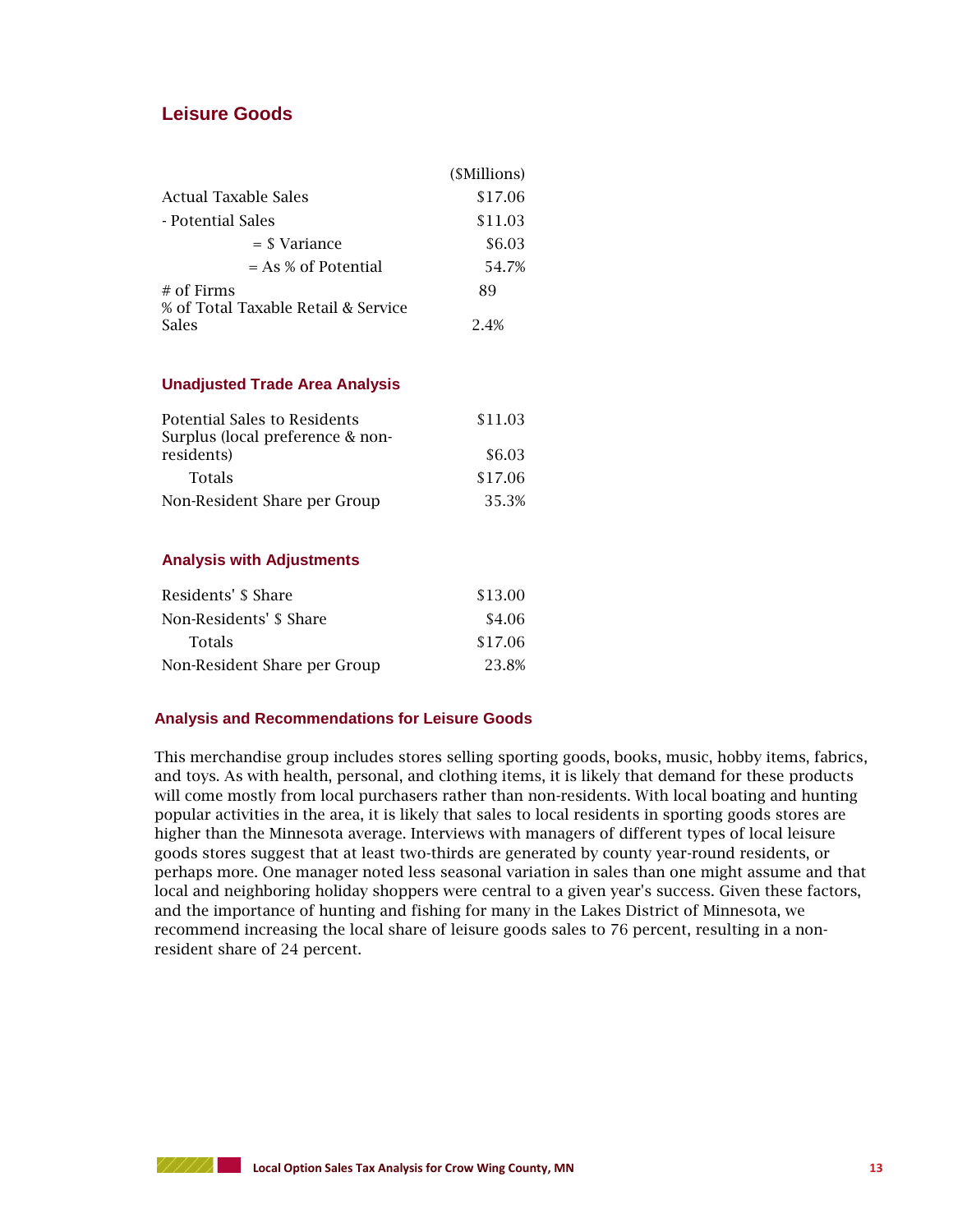## Leisure Goods

| | ($Millions) |
|---|---|
| Actual Taxable Sales | $17.06 |
| - Potential Sales | $11.03 |
| = $ Variance | $6.03 |
| = As % of Potential | 54.7% |
| # of Firms | 89 |
| % of Total Taxable Retail & Service Sales | 2.4% |

### Unadjusted Trade Area Analysis

| | |
|---|---|
| Potential Sales to Residents | $11.03 |
| Surplus (local preference & non-residents) | $6.03 |
| Totals | $17.06 |
| Non-Resident Share per Group | 35.3% |

### Analysis with Adjustments

| | |
|---|---|
| Residents' $ Share | $13.00 |
| Non-Residents' $ Share | $4.06 |
| Totals | $17.06 |
| Non-Resident Share per Group | 23.8% |

### Analysis and Recommendations for Leisure Goods

This merchandise group includes stores selling sporting goods, books, music, hobby items, fabrics, and toys. As with health, personal, and clothing items, it is likely that demand for these products will come mostly from local purchasers rather than non-residents. With local boating and hunting popular activities in the area, it is likely that sales to local residents in sporting goods stores are higher than the Minnesota average. Interviews with managers of different types of local leisure goods stores suggest that at least two-thirds are generated by county year-round residents, or perhaps more. One manager noted less seasonal variation in sales than one might assume and that local and neighboring holiday shoppers were central to a given year's success. Given these factors, and the importance of hunting and fishing for many in the Lakes District of Minnesota, we recommend increasing the local share of leisure goods sales to 76 percent, resulting in a non-resident share of 24 percent.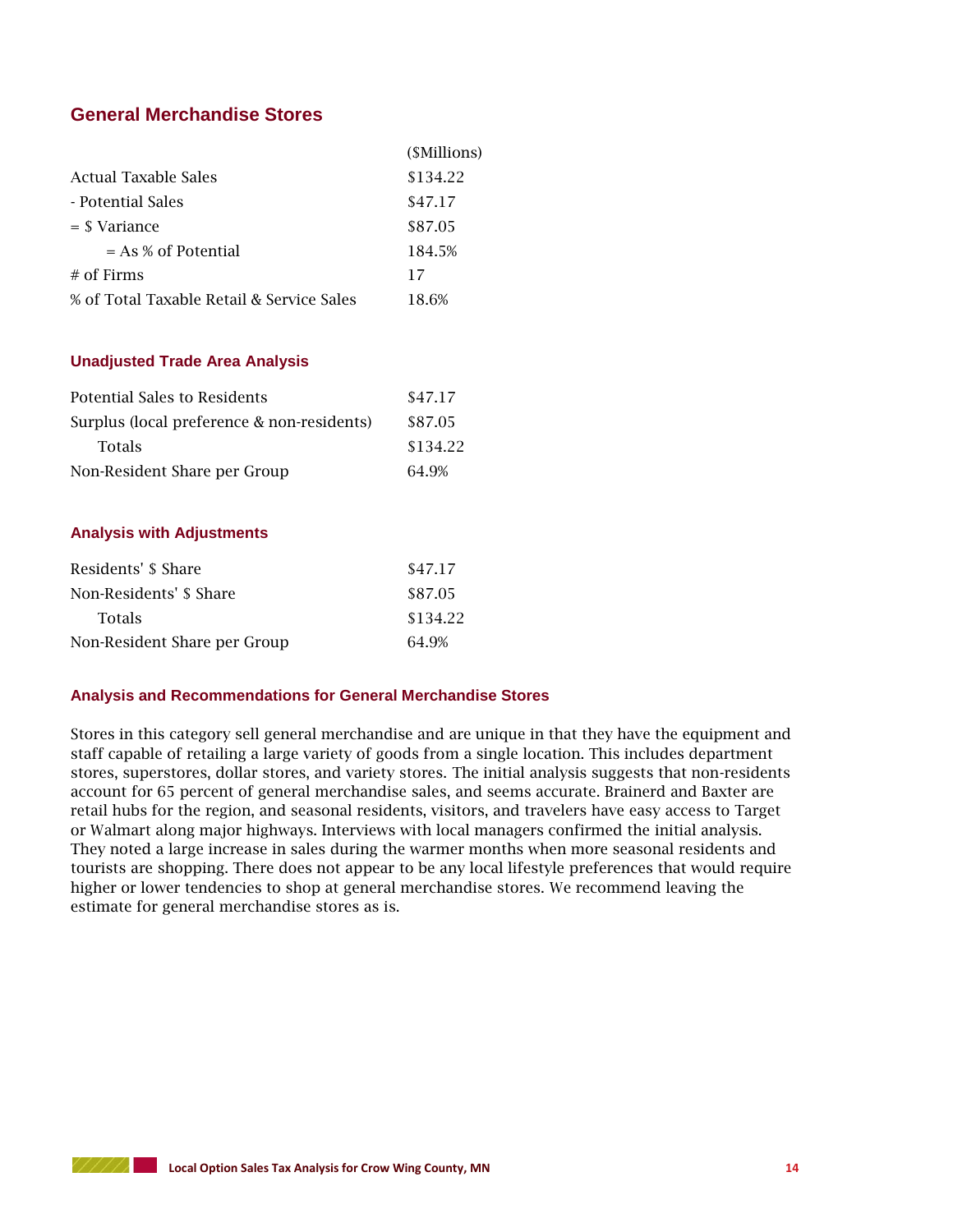## General Merchandise Stores

| | ($Millions) |
|---|---|
| Actual Taxable Sales | $134.22 |
| - Potential Sales | $47.17 |
| = $ Variance | $87.05 |
| = As % of Potential | 184.5% |
| # of Firms | 17 |
| % of Total Taxable Retail & Service Sales | 18.6% |

### Unadjusted Trade Area Analysis

| | |
|---|---|
| Potential Sales to Residents | $47.17 |
| Surplus (local preference & non-residents) | $87.05 |
| Totals | $134.22 |
| Non-Resident Share per Group | 64.9% |

### Analysis with Adjustments

| | |
|---|---|
| Residents' $ Share | $47.17 |
| Non-Residents' $ Share | $87.05 |
| Totals | $134.22 |
| Non-Resident Share per Group | 64.9% |

### Analysis and Recommendations for General Merchandise Stores

Stores in this category sell general merchandise and are unique in that they have the equipment and staff capable of retailing a large variety of goods from a single location. This includes department stores, superstores, dollar stores, and variety stores. The initial analysis suggests that non-residents account for 65 percent of general merchandise sales, and seems accurate. Brainerd and Baxter are retail hubs for the region, and seasonal residents, visitors, and travelers have easy access to Target or Walmart along major highways. Interviews with local managers confirmed the initial analysis. They noted a large increase in sales during the warmer months when more seasonal residents and tourists are shopping. There does not appear to be any local lifestyle preferences that would require higher or lower tendencies to shop at general merchandise stores. We recommend leaving the estimate for general merchandise stores as is.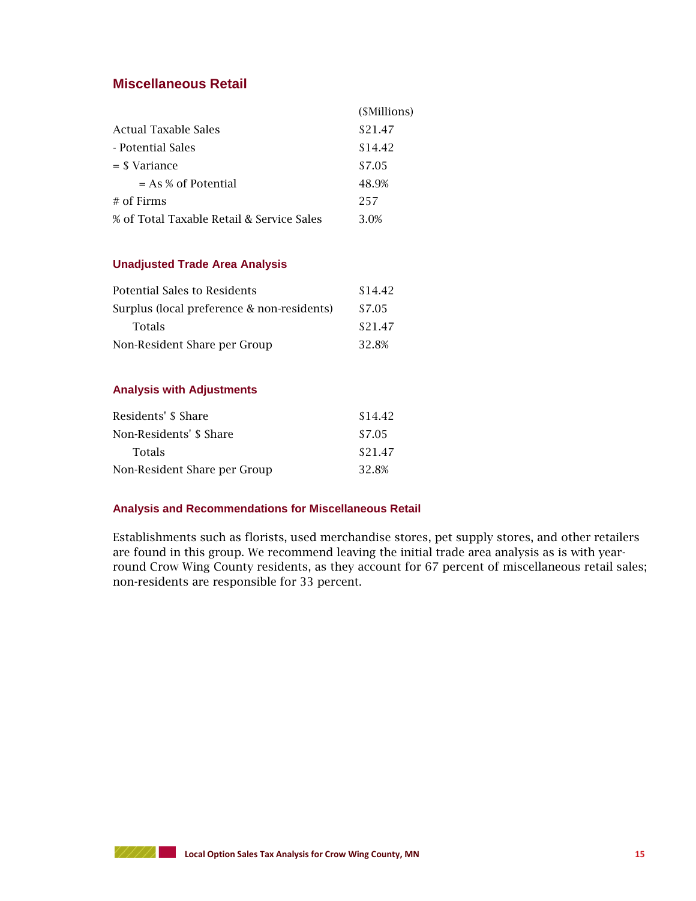## Miscellaneous Retail

| | ($Millions) |
|---|---|
| Actual Taxable Sales | $21.47 |
| - Potential Sales | $14.42 |
| = $ Variance | $7.05 |
| = As % of Potential | 48.9% |
| # of Firms | 257 |
| % of Total Taxable Retail & Service Sales | 3.0% |

### Unadjusted Trade Area Analysis

| | |
|---|---|
| Potential Sales to Residents | $14.42 |
| Surplus (local preference & non-residents) | $7.05 |
| Totals | $21.47 |
| Non-Resident Share per Group | 32.8% |

### Analysis with Adjustments

| | |
|---|---|
| Residents' $ Share | $14.42 |
| Non-Residents' $ Share | $7.05 |
| Totals | $21.47 |
| Non-Resident Share per Group | 32.8% |

### Analysis and Recommendations for Miscellaneous Retail

Establishments such as florists, used merchandise stores, pet supply stores, and other retailers are found in this group. We recommend leaving the initial trade area analysis as is with year-round Crow Wing County residents, as they account for 67 percent of miscellaneous retail sales; non-residents are responsible for 33 percent.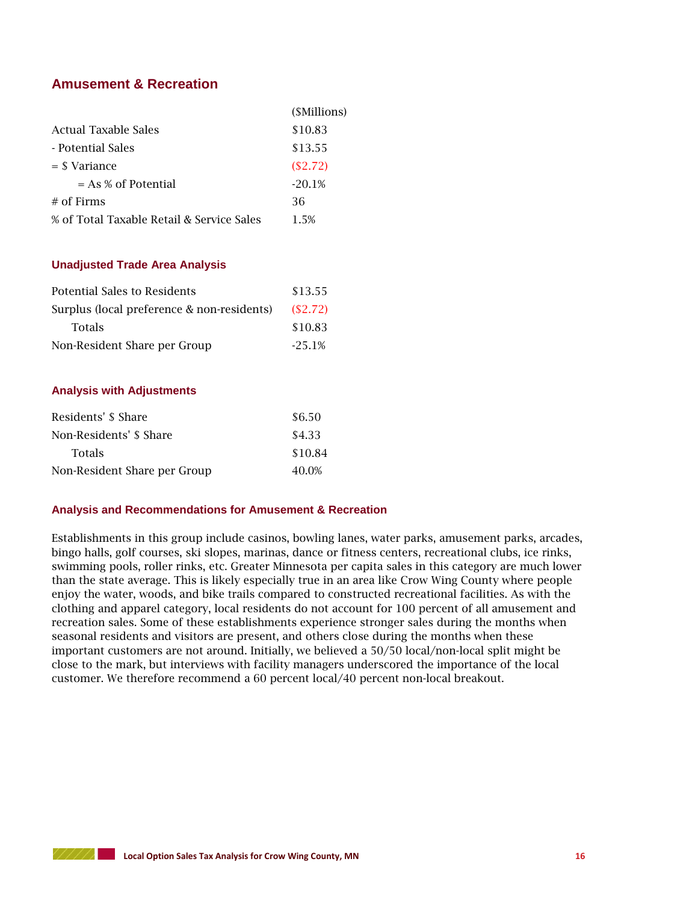## Amusement & Recreation

| | ($Millions) |
|---|---|
| Actual Taxable Sales | $10.83 |
| - Potential Sales | $13.55 |
| = $ Variance | ($2.72) |
| = As % of Potential | -20.1% |
| # of Firms | 36 |
| % of Total Taxable Retail & Service Sales | 1.5% |

### Unadjusted Trade Area Analysis

| | |
|---|---|
| Potential Sales to Residents | $13.55 |
| Surplus (local preference & non-residents) | ($2.72) |
| Totals | $10.83 |
| Non-Resident Share per Group | -25.1% |

### Analysis with Adjustments

| | |
|---|---|
| Residents' $ Share | $6.50 |
| Non-Residents' $ Share | $4.33 |
| Totals | $10.84 |
| Non-Resident Share per Group | 40.0% |

### Analysis and Recommendations for Amusement & Recreation

Establishments in this group include casinos, bowling lanes, water parks, amusement parks, arcades, bingo halls, golf courses, ski slopes, marinas, dance or fitness centers, recreational clubs, ice rinks, swimming pools, roller rinks, etc. Greater Minnesota per capita sales in this category are much lower than the state average. This is likely especially true in an area like Crow Wing County where people enjoy the water, woods, and bike trails compared to constructed recreational facilities. As with the clothing and apparel category, local residents do not account for 100 percent of all amusement and recreation sales. Some of these establishments experience stronger sales during the months when seasonal residents and visitors are present, and others close during the months when these important customers are not around. Initially, we believed a 50/50 local/non-local split might be close to the mark, but interviews with facility managers underscored the importance of the local customer. We therefore recommend a 60 percent local/40 percent non-local breakout.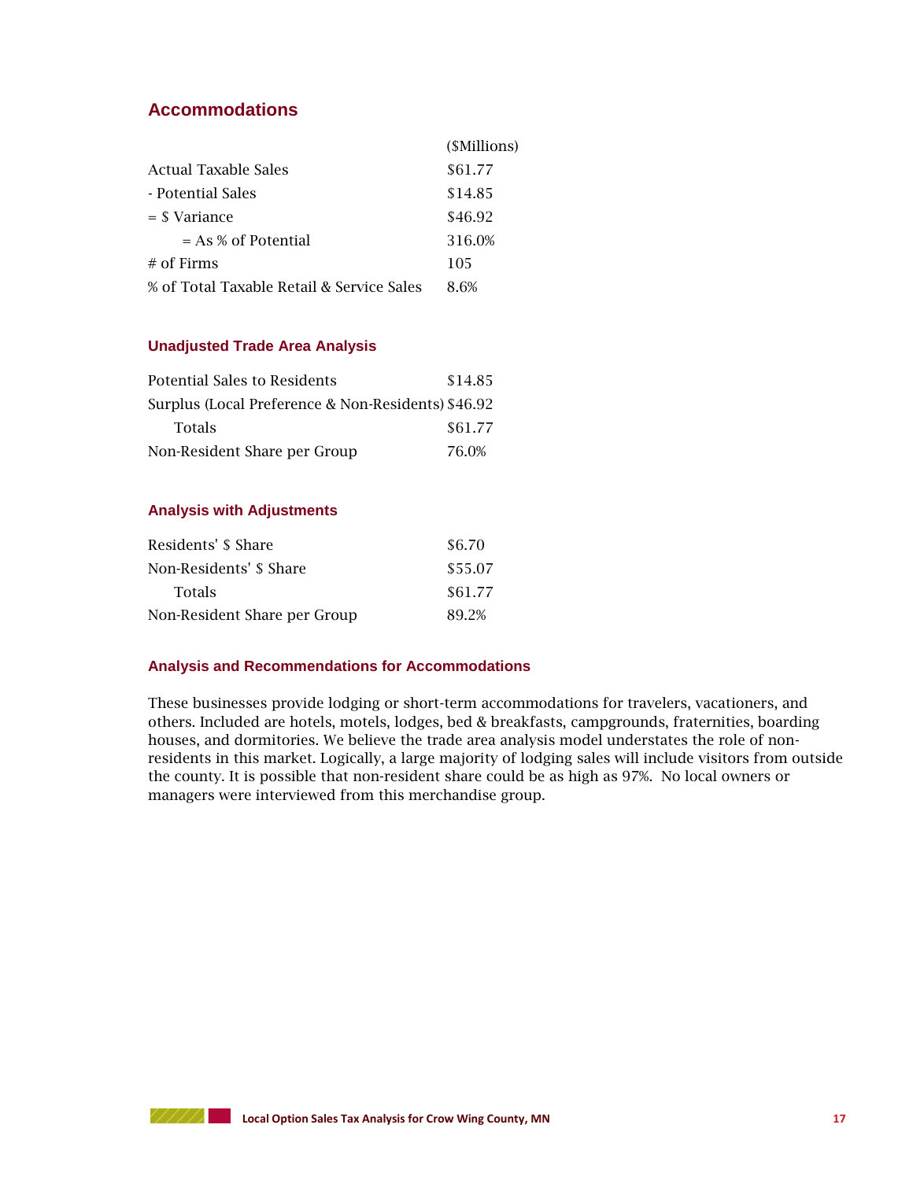## Accommodations

| | ($Millions) |
|---|---|
| Actual Taxable Sales | $61.77 |
| - Potential Sales | $14.85 |
| = $ Variance | $46.92 |
| = As % of Potential | 316.0% |
| # of Firms | 105 |
| % of Total Taxable Retail & Service Sales | 8.6% |

### Unadjusted Trade Area Analysis

| | |
|---|---|
| Potential Sales to Residents | $14.85 |
| Surplus (Local Preference & Non-Residents) | $46.92 |
| Totals | $61.77 |
| Non-Resident Share per Group | 76.0% |

### Analysis with Adjustments

| | |
|---|---|
| Residents' $ Share | $6.70 |
| Non-Residents' $ Share | $55.07 |
| Totals | $61.77 |
| Non-Resident Share per Group | 89.2% |

### Analysis and Recommendations for Accommodations

These businesses provide lodging or short-term accommodations for travelers, vacationers, and others. Included are hotels, motels, lodges, bed & breakfasts, campgrounds, fraternities, boarding houses, and dormitories. We believe the trade area analysis model understates the role of non-residents in this market. Logically, a large majority of lodging sales will include visitors from outside the county. It is possible that non-resident share could be as high as 97%. No local owners or managers were interviewed from this merchandise group.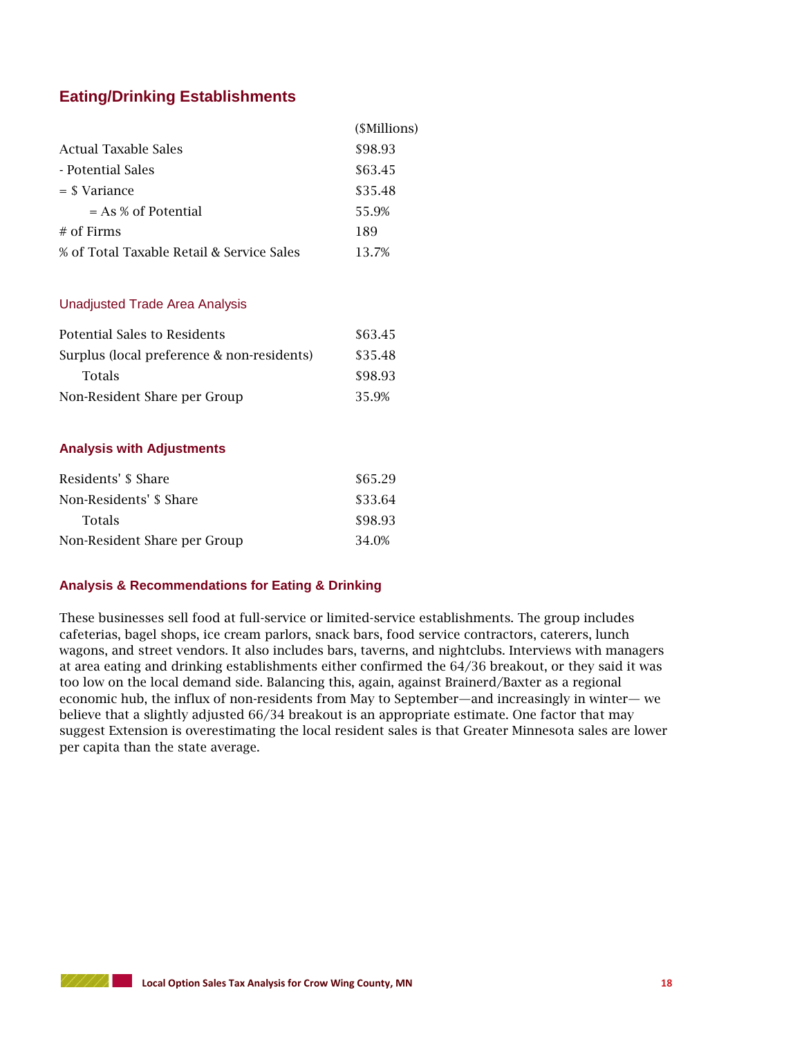## Eating/Drinking Establishments

| | ($Millions) |
|---|---|
| Actual Taxable Sales | $98.93 |
| - Potential Sales | $63.45 |
| = $ Variance | $35.48 |
| = As % of Potential | 55.9% |
| # of Firms | 189 |
| % of Total Taxable Retail & Service Sales | 13.7% |

### Unadjusted Trade Area Analysis

| | |
|---|---|
| Potential Sales to Residents | $63.45 |
| Surplus (local preference & non-residents) | $35.48 |
| Totals | $98.93 |
| Non-Resident Share per Group | 35.9% |

### Analysis with Adjustments

| | |
|---|---|
| Residents' $ Share | $65.29 |
| Non-Residents' $ Share | $33.64 |
| Totals | $98.93 |
| Non-Resident Share per Group | 34.0% |

### Analysis & Recommendations for Eating & Drinking

These businesses sell food at full-service or limited-service establishments. The group includes cafeterias, bagel shops, ice cream parlors, snack bars, food service contractors, caterers, lunch wagons, and street vendors. It also includes bars, taverns, and nightclubs. Interviews with managers at area eating and drinking establishments either confirmed the 64/36 breakout, or they said it was too low on the local demand side. Balancing this, again, against Brainerd/Baxter as a regional economic hub, the influx of non-residents from May to September—and increasingly in winter— we believe that a slightly adjusted 66/34 breakout is an appropriate estimate. One factor that may suggest Extension is overestimating the local resident sales is that Greater Minnesota sales are lower per capita than the state average.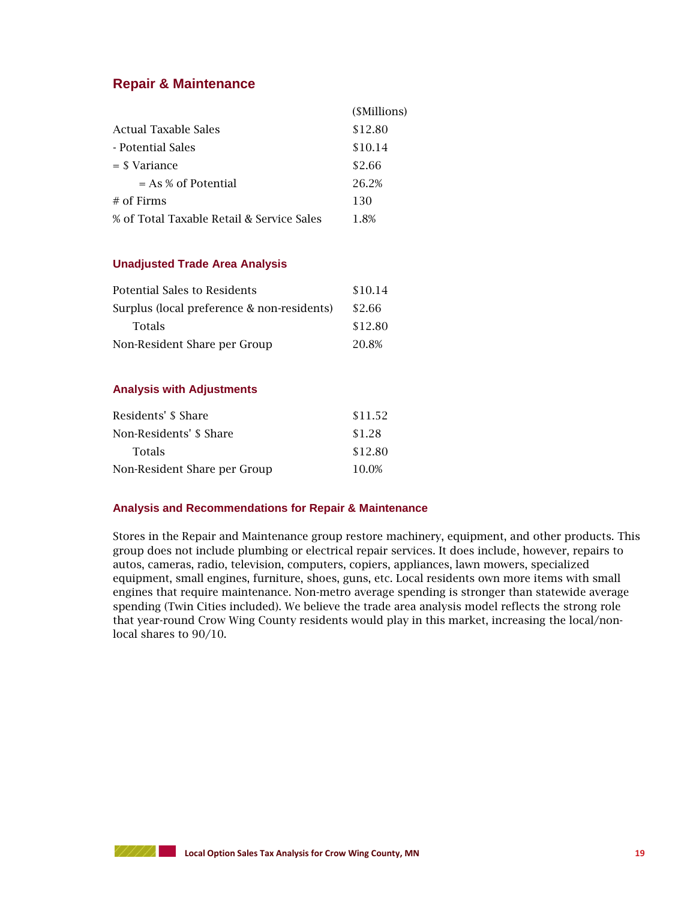## Repair & Maintenance

| | ($Millions) |
|---|---|
| Actual Taxable Sales | $12.80 |
| - Potential Sales | $10.14 |
| = $ Variance | $2.66 |
| = As % of Potential | 26.2% |
| # of Firms | 130 |
| % of Total Taxable Retail & Service Sales | 1.8% |

### Unadjusted Trade Area Analysis

| | |
|---|---|
| Potential Sales to Residents | $10.14 |
| Surplus (local preference & non-residents) | $2.66 |
| Totals | $12.80 |
| Non-Resident Share per Group | 20.8% |

### Analysis with Adjustments

| | |
|---|---|
| Residents' $ Share | $11.52 |
| Non-Residents' $ Share | $1.28 |
| Totals | $12.80 |
| Non-Resident Share per Group | 10.0% |

### Analysis and Recommendations for Repair & Maintenance

Stores in the Repair and Maintenance group restore machinery, equipment, and other products. This group does not include plumbing or electrical repair services. It does include, however, repairs to autos, cameras, radio, television, computers, copiers, appliances, lawn mowers, specialized equipment, small engines, furniture, shoes, guns, etc. Local residents own more items with small engines that require maintenance. Non-metro average spending is stronger than statewide average spending (Twin Cities included). We believe the trade area analysis model reflects the strong role that year-round Crow Wing County residents would play in this market, increasing the local/non-local shares to 90/10.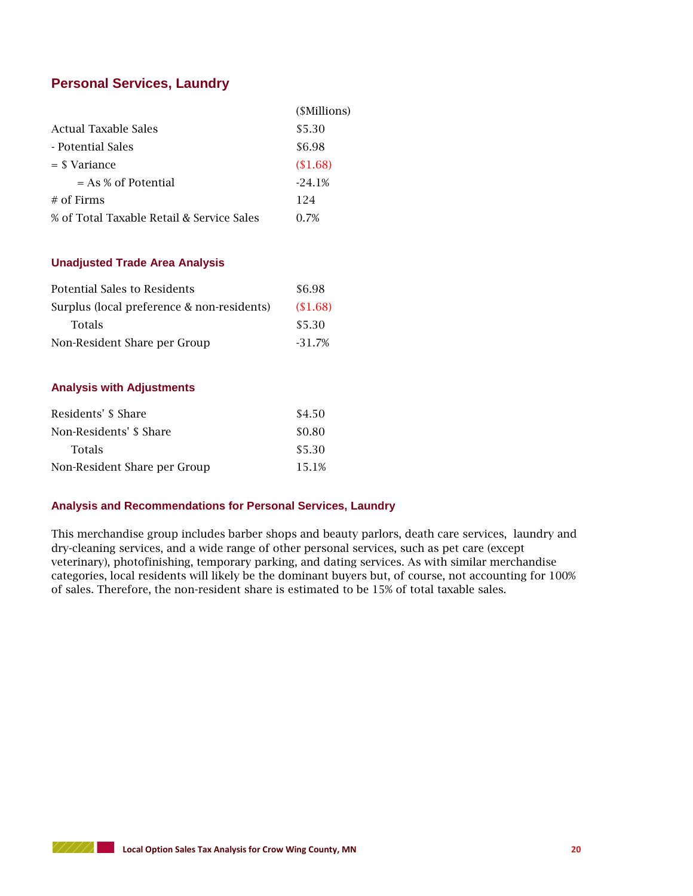## Personal Services, Laundry

| | ($Millions) |
|---|---|
| Actual Taxable Sales | $5.30 |
| - Potential Sales | $6.98 |
| = $ Variance | ($1.68) |
| = As % of Potential | -24.1% |
| # of Firms | 124 |
| % of Total Taxable Retail & Service Sales | 0.7% |

### Unadjusted Trade Area Analysis

| | |
|---|---|
| Potential Sales to Residents | $6.98 |
| Surplus (local preference & non-residents) | ($1.68) |
| Totals | $5.30 |
| Non-Resident Share per Group | -31.7% |

### Analysis with Adjustments

| | |
|---|---|
| Residents' $ Share | $4.50 |
| Non-Residents' $ Share | $0.80 |
| Totals | $5.30 |
| Non-Resident Share per Group | 15.1% |

### Analysis and Recommendations for Personal Services, Laundry

This merchandise group includes barber shops and beauty parlors, death care services, laundry and dry-cleaning services, and a wide range of other personal services, such as pet care (except veterinary), photofinishing, temporary parking, and dating services. As with similar merchandise categories, local residents will likely be the dominant buyers but, of course, not accounting for 100% of sales. Therefore, the non-resident share is estimated to be 15% of total taxable sales.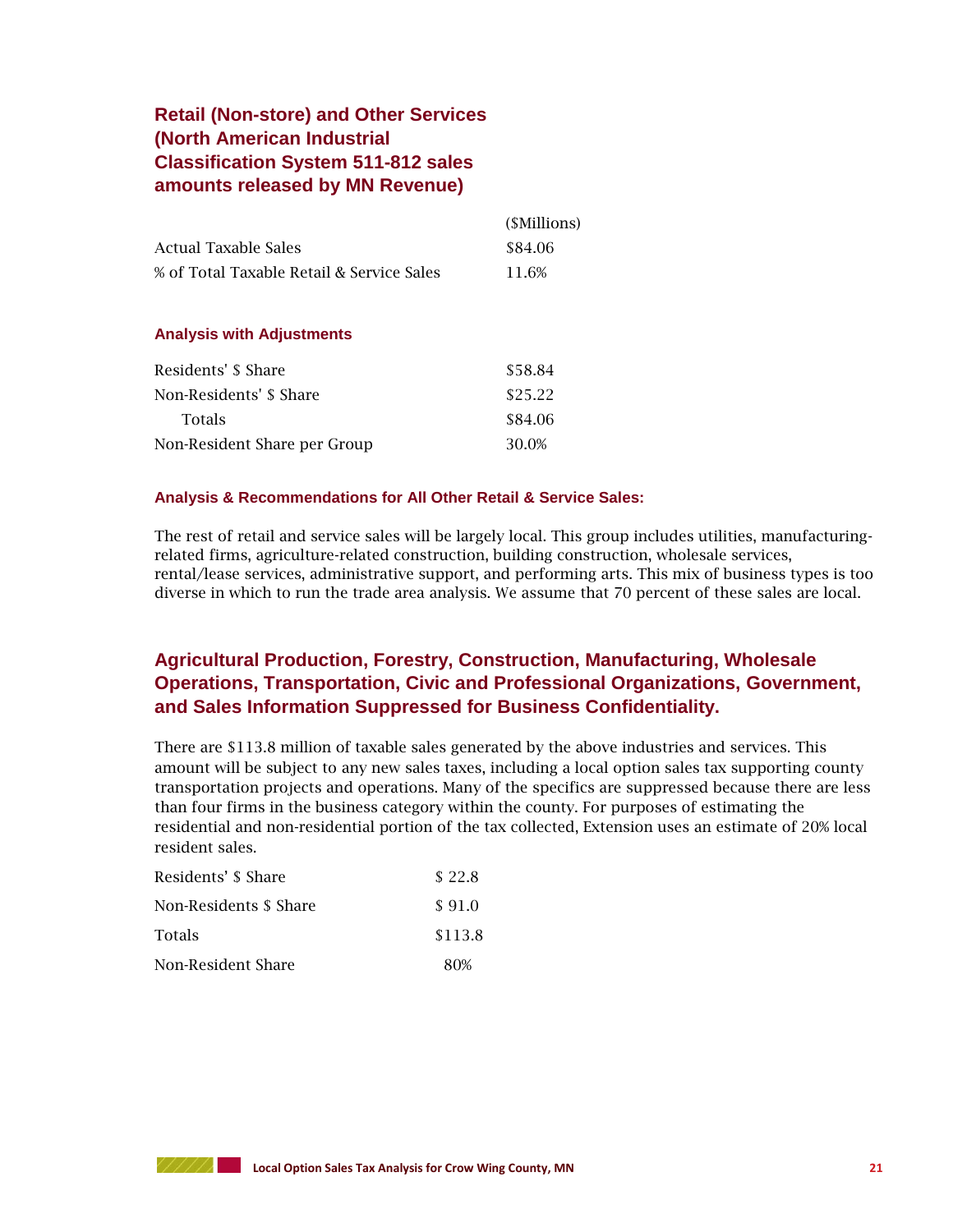## Retail (Non-store) and Other Services (North American Industrial Classification System 511-812 sales amounts released by MN Revenue)

| | ($Millions) |
|---|---|
| Actual Taxable Sales | $84.06 |
| % of Total Taxable Retail & Service Sales | 11.6% |

### Analysis with Adjustments

| | |
|---|---|
| Residents' $ Share | $58.84 |
| Non-Residents' $ Share | $25.22 |
| Totals | $84.06 |
| Non-Resident Share per Group | 30.0% |

### Analysis & Recommendations for All Other Retail & Service Sales:

The rest of retail and service sales will be largely local. This group includes utilities, manufacturing-related firms, agriculture-related construction, building construction, wholesale services, rental/lease services, administrative support, and performing arts. This mix of business types is too diverse in which to run the trade area analysis. We assume that 70 percent of these sales are local.

## Agricultural Production, Forestry, Construction, Manufacturing, Wholesale Operations, Transportation, Civic and Professional Organizations, Government, and Sales Information Suppressed for Business Confidentiality.

There are $113.8 million of taxable sales generated by the above industries and services. This amount will be subject to any new sales taxes, including a local option sales tax supporting county transportation projects and operations. Many of the specifics are suppressed because there are less than four firms in the business category within the county. For purposes of estimating the residential and non-residential portion of the tax collected, Extension uses an estimate of 20% local resident sales.

| | |
|---|---|
| Residents' $ Share | $ 22.8 |
| Non-Residents $ Share | $ 91.0 |
| Totals | $113.8 |
| Non-Resident Share | 80% |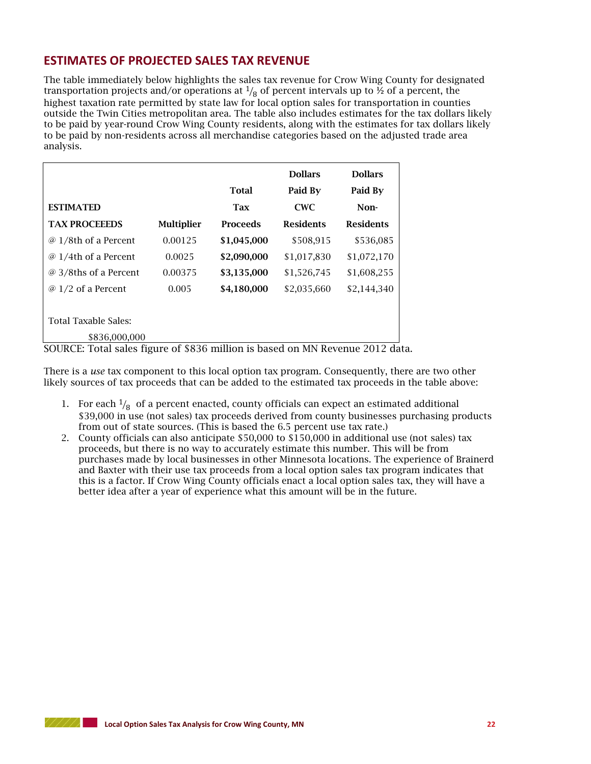## ESTIMATES OF PROJECTED SALES TAX REVENUE

The table immediately below highlights the sales tax revenue for Crow Wing County for designated transportation projects and/or operations at $^1/_8$ of percent intervals up to ½ of a percent, the highest taxation rate permitted by state law for local option sales for transportation in counties outside the Twin Cities metropolitan area. The table also includes estimates for the tax dollars likely to be paid by year-round Crow Wing County residents, along with the estimates for tax dollars likely to be paid by non-residents across all merchandise categories based on the adjusted trade area analysis.

| ESTIMATED TAX PROCEEEDS | Multiplier | Total Tax Proceeds | Dollars Paid By CWC Residents | Dollars Paid By Non-Residents |
|---|---|---|---|---|
| @ 1/8th of a Percent | 0.00125 | **$1,045,000** | $508,915 | $536,085 |
| @ 1/4th of a Percent | 0.0025 | **$2,090,000** | $1,017,830 | $1,072,170 |
| @ 3/8ths of a Percent | 0.00375 | **$3,135,000** | $1,526,745 | $1,608,255 |
| @ 1/2 of a Percent | 0.005 | **$4,180,000** | $2,035,660 | $2,144,340 |
| Total Taxable Sales: $836,000,000 | | | | |

SOURCE: Total sales figure of $836 million is based on MN Revenue 2012 data.

There is a *use* tax component to this local option tax program. Consequently, there are two other likely sources of tax proceeds that can be added to the estimated tax proceeds in the table above:

1. For each $^1/_8$ of a percent enacted, county officials can expect an estimated additional $39,000 in use (not sales) tax proceeds derived from county businesses purchasing products from out of state sources. (This is based the 6.5 percent use tax rate.)
2. County officials can also anticipate $50,000 to $150,000 in additional use (not sales) tax proceeds, but there is no way to accurately estimate this number. This will be from purchases made by local businesses in other Minnesota locations. The experience of Brainerd and Baxter with their use tax proceeds from a local option sales tax program indicates that this is a factor. If Crow Wing County officials enact a local option sales tax, they will have a better idea after a year of experience what this amount will be in the future.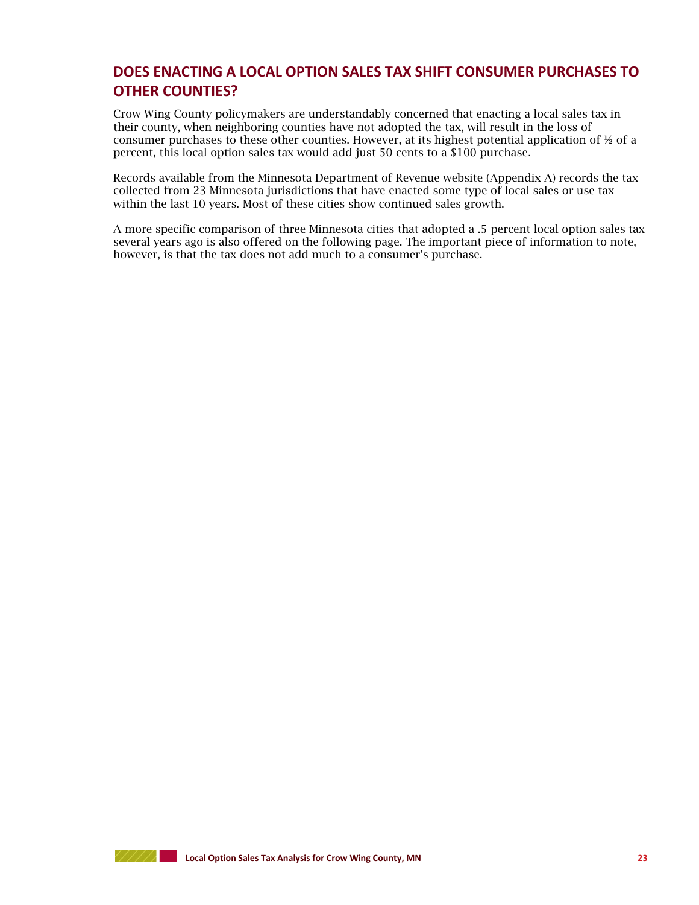## DOES ENACTING A LOCAL OPTION SALES TAX SHIFT CONSUMER PURCHASES TO OTHER COUNTIES?

Crow Wing County policymakers are understandably concerned that enacting a local sales tax in their county, when neighboring counties have not adopted the tax, will result in the loss of consumer purchases to these other counties. However, at its highest potential application of ½ of a percent, this local option sales tax would add just 50 cents to a $100 purchase.

Records available from the Minnesota Department of Revenue website (Appendix A) records the tax collected from 23 Minnesota jurisdictions that have enacted some type of local sales or use tax within the last 10 years. Most of these cities show continued sales growth.

A more specific comparison of three Minnesota cities that adopted a .5 percent local option sales tax several years ago is also offered on the following page. The important piece of information to note, however, is that the tax does not add much to a consumer's purchase.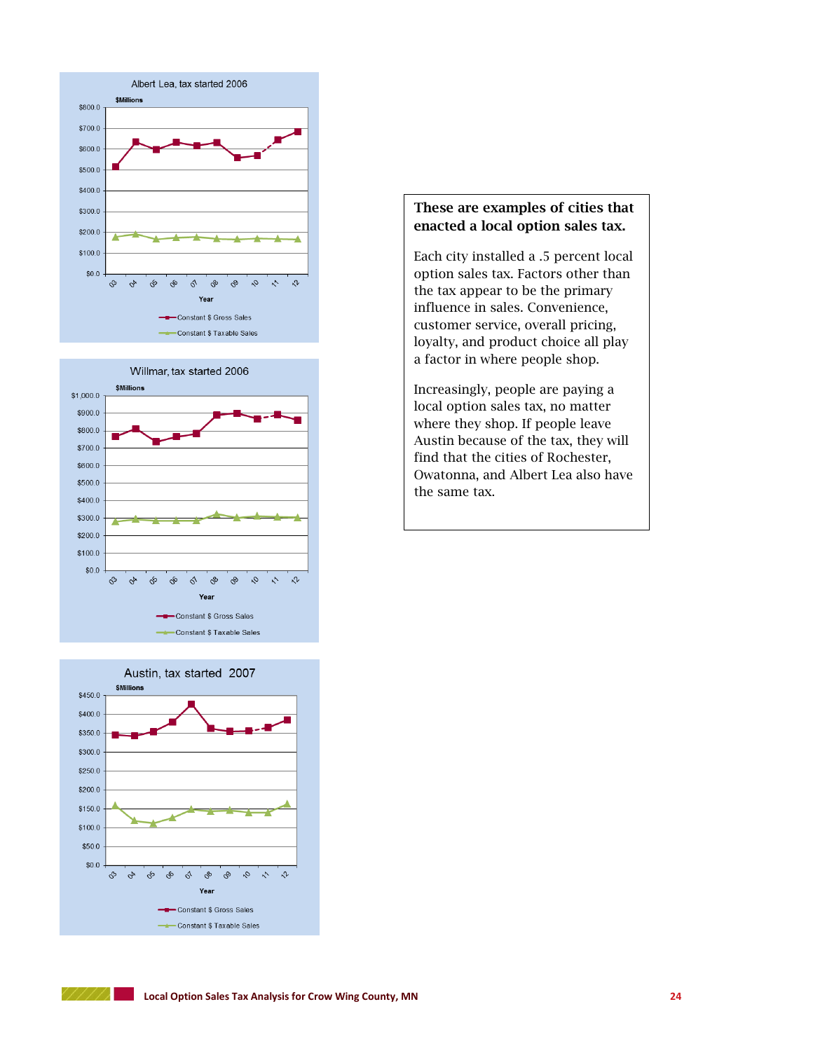Albert Lea, tax started 2006

$Millions

Year

Constant $ Gross Sales

Constant $ Taxable Sales

Willmar, tax started 2006

$Millions

Year

Constant $ Gross Sales

Constant $ Taxable Sales

Austin, tax started 2007

$Millions

Year

Constant $ Gross Sales

Constant $ Taxable Sales

**These are examples of cities that enacted a local option sales tax.**

Each city installed a .5 percent local option sales tax. Factors other than the tax appear to be the primary influence in sales. Convenience, customer service, overall pricing, loyalty, and product choice all play a factor in where people shop.

Increasingly, people are paying a local option sales tax, no matter where they shop. If people leave Austin because of the tax, they will find that the cities of Rochester, Owatonna, and Albert Lea also have the same tax.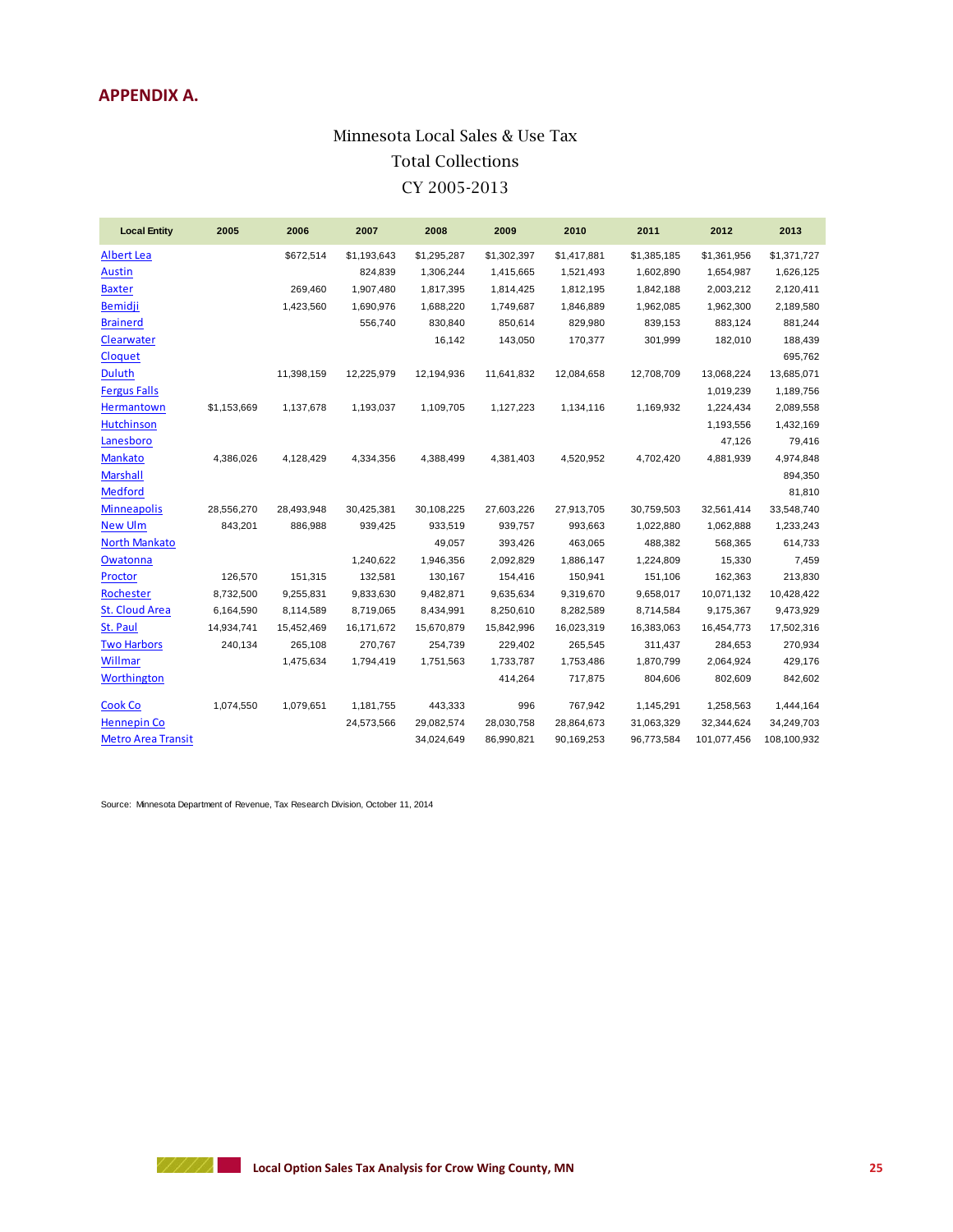## APPENDIX A.

Minnesota Local Sales & Use Tax
Total Collections
CY 2005-2013

| Local Entity | 2005 | 2006 | 2007 | 2008 | 2009 | 2010 | 2011 | 2012 | 2013 |
|---|---|---|---|---|---|---|---|---|---|
| Albert Lea | | $672,514 | $1,193,643 | $1,295,287 | $1,302,397 | $1,417,881 | $1,385,185 | $1,361,956 | $1,371,727 |
| Austin | | | 824,839 | 1,306,244 | 1,415,665 | 1,521,493 | 1,602,890 | 1,654,987 | 1,626,125 |
| Baxter | | 269,460 | 1,907,480 | 1,817,395 | 1,814,425 | 1,812,195 | 1,842,188 | 2,003,212 | 2,120,411 |
| Bemidji | | 1,423,560 | 1,690,976 | 1,688,220 | 1,749,687 | 1,846,889 | 1,962,085 | 1,962,300 | 2,189,580 |
| Brainerd | | | 556,740 | 830,840 | 850,614 | 829,980 | 839,153 | 883,124 | 881,244 |
| Clearwater | | | | 16,142 | 143,050 | 170,377 | 301,999 | 182,010 | 188,439 |
| Cloquet | | | | | | | | | 695,762 |
| Duluth | | 11,398,159 | 12,225,979 | 12,194,936 | 11,641,832 | 12,084,658 | 12,708,709 | 13,068,224 | 13,685,071 |
| Fergus Falls | | | | | | | | 1,019,239 | 1,189,756 |
| Hermantown | $1,153,669 | 1,137,678 | 1,193,037 | 1,109,705 | 1,127,223 | 1,134,116 | 1,169,932 | 1,224,434 | 2,089,558 |
| Hutchinson | | | | | | | | 1,193,556 | 1,432,169 |
| Lanesboro | | | | | | | | 47,126 | 79,416 |
| Mankato | 4,386,026 | 4,128,429 | 4,334,356 | 4,388,499 | 4,381,403 | 4,520,952 | 4,702,420 | 4,881,939 | 4,974,848 |
| Marshall | | | | | | | | | 894,350 |
| Medford | | | | | | | | | 81,810 |
| Minneapolis | 28,556,270 | 28,493,948 | 30,425,381 | 30,108,225 | 27,603,226 | 27,913,705 | 30,759,503 | 32,561,414 | 33,548,740 |
| New Ulm | 843,201 | 886,988 | 939,425 | 933,519 | 939,757 | 993,663 | 1,022,880 | 1,062,888 | 1,233,243 |
| North Mankato | | | | 49,057 | 393,426 | 463,065 | 488,382 | 568,365 | 614,733 |
| Owatonna | | | 1,240,622 | 1,946,356 | 2,092,829 | 1,886,147 | 1,224,809 | 15,330 | 7,459 |
| Proctor | 126,570 | 151,315 | 132,581 | 130,167 | 154,416 | 150,941 | 151,106 | 162,363 | 213,830 |
| Rochester | 8,732,500 | 9,255,831 | 9,833,630 | 9,482,871 | 9,635,634 | 9,319,670 | 9,658,017 | 10,071,132 | 10,428,422 |
| St. Cloud Area | 6,164,590 | 8,114,589 | 8,719,065 | 8,434,991 | 8,250,610 | 8,282,589 | 8,714,584 | 9,175,367 | 9,473,929 |
| St. Paul | 14,934,741 | 15,452,469 | 16,171,672 | 15,670,879 | 15,842,996 | 16,023,319 | 16,383,063 | 16,454,773 | 17,502,316 |
| Two Harbors | 240,134 | 265,108 | 270,767 | 254,739 | 229,402 | 265,545 | 311,437 | 284,653 | 270,934 |
| Willmar | | 1,475,634 | 1,794,419 | 1,751,563 | 1,733,787 | 1,753,486 | 1,870,799 | 2,064,924 | 429,176 |
| Worthington | | | | | 414,264 | 717,875 | 804,606 | 802,609 | 842,602 |
| Cook Co | 1,074,550 | 1,079,651 | 1,181,755 | 443,333 | 996 | 767,942 | 1,145,291 | 1,258,563 | 1,444,164 |
| Hennepin Co | | | 24,573,566 | 29,082,574 | 28,030,758 | 28,864,673 | 31,063,329 | 32,344,624 | 34,249,703 |
| Metro Area Transit | | | | 34,024,649 | 86,990,821 | 90,169,253 | 96,773,584 | 101,077,456 | 108,100,932 |

Source: Minnesota Department of Revenue, Tax Research Division, October 11, 2014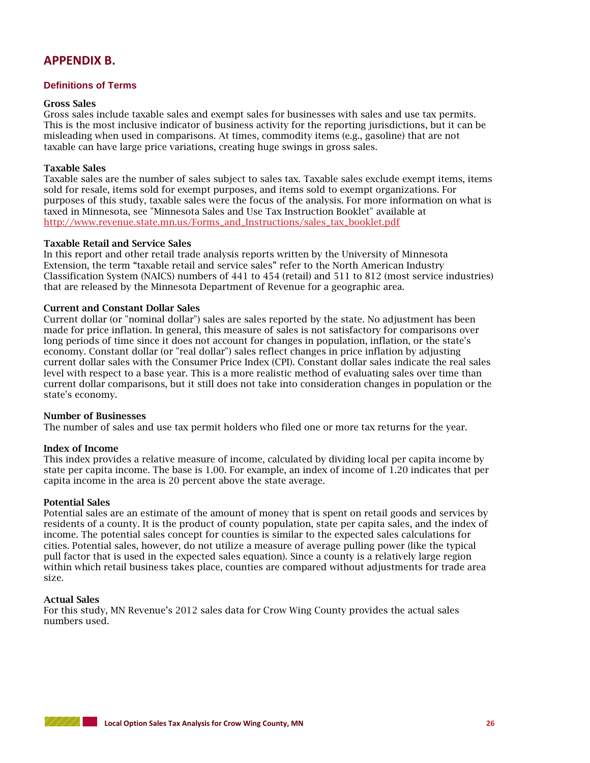# APPENDIX B.

## Definitions of Terms

**Gross Sales**
Gross sales include taxable sales and exempt sales for businesses with sales and use tax permits. This is the most inclusive indicator of business activity for the reporting jurisdictions, but it can be misleading when used in comparisons. At times, commodity items (e.g., gasoline) that are not taxable can have large price variations, creating huge swings in gross sales.

**Taxable Sales**
Taxable sales are the number of sales subject to sales tax. Taxable sales exclude exempt items, items sold for resale, items sold for exempt purposes, and items sold to exempt organizations. For purposes of this study, taxable sales were the focus of the analysis. For more information on what is taxed in Minnesota, see "Minnesota Sales and Use Tax Instruction Booklet" available at [http://www.revenue.state.mn.us/Forms_and_Instructions/sales_tax_booklet.pdf](http://www.revenue.state.mn.us/Forms_and_Instructions/sales_tax_booklet.pdf)

**Taxable Retail and Service Sales**
In this report and other retail trade analysis reports written by the University of Minnesota Extension, the term “taxable retail and service sales” refer to the North American Industry Classification System (NAICS) numbers of 441 to 454 (retail) and 511 to 812 (most service industries) that are released by the Minnesota Department of Revenue for a geographic area.

**Current and Constant Dollar Sales**
Current dollar (or "nominal dollar") sales are sales reported by the state. No adjustment has been made for price inflation. In general, this measure of sales is not satisfactory for comparisons over long periods of time since it does not account for changes in population, inflation, or the state's economy. Constant dollar (or "real dollar") sales reflect changes in price inflation by adjusting current dollar sales with the Consumer Price Index (CPI). Constant dollar sales indicate the real sales level with respect to a base year. This is a more realistic method of evaluating sales over time than current dollar comparisons, but it still does not take into consideration changes in population or the state's economy.

**Number of Businesses**
The number of sales and use tax permit holders who filed one or more tax returns for the year.

**Index of Income**
This index provides a relative measure of income, calculated by dividing local per capita income by state per capita income. The base is 1.00. For example, an index of income of 1.20 indicates that per capita income in the area is 20 percent above the state average.

**Potential Sales**
Potential sales are an estimate of the amount of money that is spent on retail goods and services by residents of a county. It is the product of county population, state per capita sales, and the index of income. The potential sales concept for counties is similar to the expected sales calculations for cities. Potential sales, however, do not utilize a measure of average pulling power (like the typical pull factor that is used in the expected sales equation). Since a county is a relatively large region within which retail business takes place, counties are compared without adjustments for trade area size.

**Actual Sales**
For this study, MN Revenue’s 2012 sales data for Crow Wing County provides the actual sales numbers used.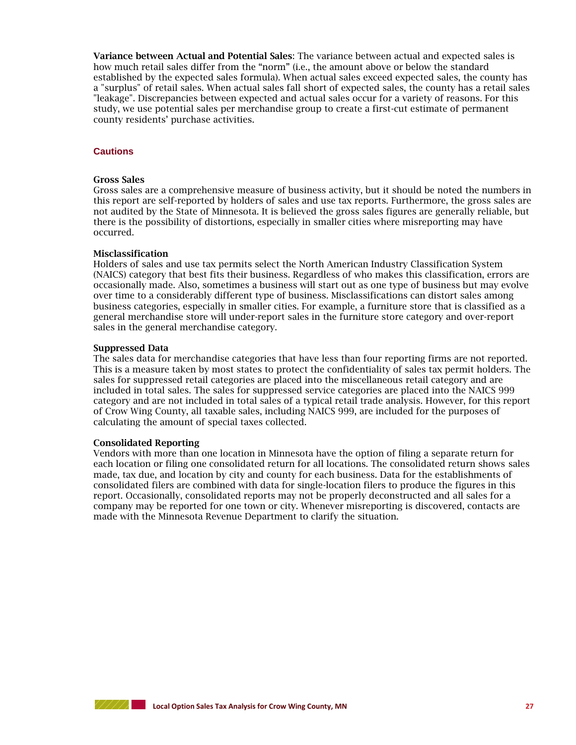**Variance between Actual and Potential Sales**: The variance between actual and expected sales is how much retail sales differ from the "norm" (i.e., the amount above or below the standard established by the expected sales formula). When actual sales exceed expected sales, the county has a "surplus" of retail sales. When actual sales fall short of expected sales, the county has a retail sales "leakage". Discrepancies between expected and actual sales occur for a variety of reasons. For this study, we use potential sales per merchandise group to create a first-cut estimate of permanent county residents' purchase activities.

## Cautions

**Gross Sales**
Gross sales are a comprehensive measure of business activity, but it should be noted the numbers in this report are self-reported by holders of sales and use tax reports. Furthermore, the gross sales are not audited by the State of Minnesota. It is believed the gross sales figures are generally reliable, but there is the possibility of distortions, especially in smaller cities where misreporting may have occurred.

**Misclassification**
Holders of sales and use tax permits select the North American Industry Classification System (NAICS) category that best fits their business. Regardless of who makes this classification, errors are occasionally made. Also, sometimes a business will start out as one type of business but may evolve over time to a considerably different type of business. Misclassifications can distort sales among business categories, especially in smaller cities. For example, a furniture store that is classified as a general merchandise store will under-report sales in the furniture store category and over-report sales in the general merchandise category.

**Suppressed Data**
The sales data for merchandise categories that have less than four reporting firms are not reported. This is a measure taken by most states to protect the confidentiality of sales tax permit holders. The sales for suppressed retail categories are placed into the miscellaneous retail category and are included in total sales. The sales for suppressed service categories are placed into the NAICS 999 category and are not included in total sales of a typical retail trade analysis. However, for this report of Crow Wing County, all taxable sales, including NAICS 999, are included for the purposes of calculating the amount of special taxes collected.

**Consolidated Reporting**
Vendors with more than one location in Minnesota have the option of filing a separate return for each location or filing one consolidated return for all locations. The consolidated return shows sales made, tax due, and location by city and county for each business. Data for the establishments of consolidated filers are combined with data for single-location filers to produce the figures in this report. Occasionally, consolidated reports may not be properly deconstructed and all sales for a company may be reported for one town or city. Whenever misreporting is discovered, contacts are made with the Minnesota Revenue Department to clarify the situation.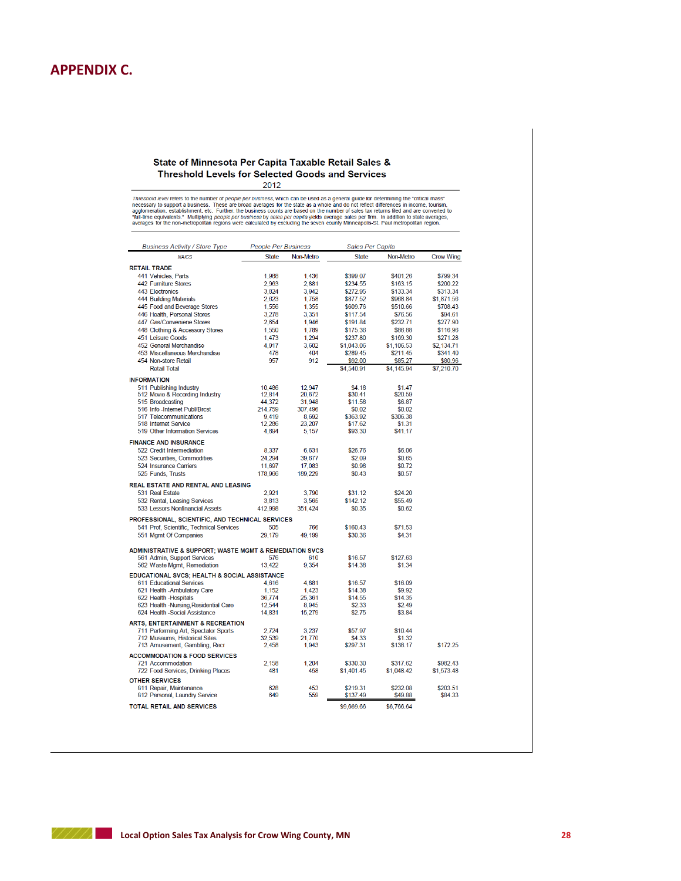# APPENDIX C.

## State of Minnesota Per Capita Taxable Retail Sales & Threshold Levels for Selected Goods and Services

2012

*Threshold level* refers to the number of *people per business*, which can be used as a general guide for determining the "critical mass" necessary to support a business. These are broad averages for the state as a whole and do not reflect differences in income, tourism, agglomeration, establishment, etc. Further, the business counts are based on the number of sales tax returns filed and are converted to "full-time equivalents." Multiplying *people per business* by *sales per capita* yields average sales per firm. In addition to state averages, averages for the non-metropolitan regions were calculated by excluding the seven county Minneapolis-St. Paul metropolitan region.

| *Business Activity / Store Type* | *People Per Business* | | *Sales Per Capita* | | |
|---|---|---|---|---|---|
| NAICS | State | Non-Metro | State | Non-Metro | Crow Wing |
| **RETAIL TRADE** | | | | | |
| 441 Vehicles, Parts | 1,988 | 1,436 | $399.07 | $401.26 | $799.34 |
| 442 Furniture Stores | 2,963 | 2,881 | $234.55 | $163.15 | $200.22 |
| 443 Electronics | 3,824 | 3,942 | $272.95 | $133.34 | $313.34 |
| 444 Building Materials | 2,623 | 1,758 | $877.52 | $968.84 | $1,871.56 |
| 445 Food and Beverage Stores | 1,556 | 1,355 | $609.76 | $510.66 | $708.43 |
| 446 Health, Personal Stores | 3,278 | 3,351 | $117.54 | $76.56 | $94.61 |
| 447 Gas/Convenience Stores | 2,654 | 1,946 | $191.84 | $232.71 | $277.90 |
| 448 Clothing & Accessory Stores | 1,550 | 1,789 | $175.36 | $86.88 | $116.96 |
| 451 Leisure Goods | 1,473 | 1,294 | $237.80 | $169.30 | $271.28 |
| 452 General Merchandise | 4,917 | 3,602 | $1,043.06 | $1,106.53 | $2,134.71 |
| 453 Miscellaneous Merchandise | 478 | 404 | $289.45 | $211.45 | $341.40 |
| 454 Non-store Retail | 957 | 912 | $92.00 | $85.27 | $80.96 |
| Retail Total | | | $4,540.91 | $4,145.94 | $7,210.70 |
| **INFORMATION** | | | | | |
| 511 Publishing Industry | 10,486 | 12,947 | $4.18 | $1.47 | |
| 512 Movie & Recording Industry | 12,814 | 20,672 | $30.41 | $20.59 | |
| 515 Broadcasting | 44,372 | 31,948 | $11.58 | $6.87 | |
| 516 Info -Internet Publ/Brcst | 214,759 | 307,496 | $0.02 | $0.02 | |
| 517 Telecommunications | 9,419 | 8,692 | $363.92 | $306.38 | |
| 518 Internet Service | 12,286 | 23,207 | $17.62 | $1.31 | |
| 519 Other Information Services | 4,894 | 5,157 | $93.30 | $41.17 | |
| **FINANCE AND INSURANCE** | | | | | |
| 522 Credit Intermediation | 8,337 | 6,631 | $26.76 | $6.06 | |
| 523 Securities, Commodities | 24,294 | 39,677 | $2.09 | $0.65 | |
| 524 Insurance Carriers | 11,697 | 17,083 | $0.98 | $0.72 | |
| 525 Funds, Trusts | 178,966 | 189,229 | $0.43 | $0.57 | |
| **REAL ESTATE AND RENTAL AND LEASING** | | | | | |
| 531 Real Estate | 2,921 | 3,790 | $31.12 | $24.20 | |
| 532 Rental, Leasing Services | 3,813 | 3,565 | $142.12 | $55.49 | |
| 533 Lessors Nonfinancial Assets | 412,998 | 351,424 | $0.35 | $0.62 | |
| **PROFESSIONAL, SCIENTIFIC, AND TECHNICAL SERVICES** | | | | | |
| 541 Prof, Scientific, Technical Services | 505 | 766 | $160.43 | $71.53 | |
| 551 Mgmt Of Companies | 29,179 | 49,199 | $30.36 | $4.31 | |
| **ADMINISTRATIVE & SUPPORT; WASTE MGMT & REMEDIATION SVCS** | | | | | |
| 561 Admin, Support Services | 576 | 610 | $16.57 | $127.63 | |
| 562 Waste Mgmt, Remediation | 13,422 | 9,354 | $14.38 | $1.34 | |
| **EDUCATIONAL SVCS; HEALTH & SOCIAL ASSISTANCE** | | | | | |
| 611 Educational Services | 4,616 | 4,881 | $16.57 | $16.09 | |
| 621 Health -Ambulatory Care | 1,152 | 1,423 | $14.38 | $9.92 | |
| 622 Health -Hospitals | 36,774 | 25,361 | $14.55 | $14.35 | |
| 623 Health -Nursing,Residential Care | 12,544 | 8,945 | $2.33 | $2.49 | |
| 624 Health -Social Assistance | 14,831 | 15,279 | $2.75 | $3.84 | |
| **ARTS, ENTERTAINMENT & RECREATION** | | | | | |
| 711 Performing Art, Spectator Sports | 2,724 | 3,237 | $57.97 | $10.44 | |
| 712 Museums, Historical Sites | 32,539 | 21,770 | $4.33 | $1.32 | |
| 713 Amusement, Gambling, Recr | 2,458 | 1,943 | $297.31 | $138.17 | $172.25 |
| **ACCOMMODATION & FOOD SERVICES** | | | | | |
| 721 Accommodation | 2,158 | 1,204 | $330.30 | $317.62 | $982.43 |
| 722 Food Services, Drinking Places | 481 | 458 | $1,401.45 | $1,048.42 | $1,573.48 |
| **OTHER SERVICES** | | | | | |
| 811 Repair, Maintenance | 628 | 453 | $219.31 | $232.08 | $203.51 |
| 812 Personal, Laundry Service | 649 | 559 | $137.49 | $49.88 | $84.33 |
| **TOTAL RETAIL AND SERVICES** | | | $9,669.66 | $6,766.64 | |